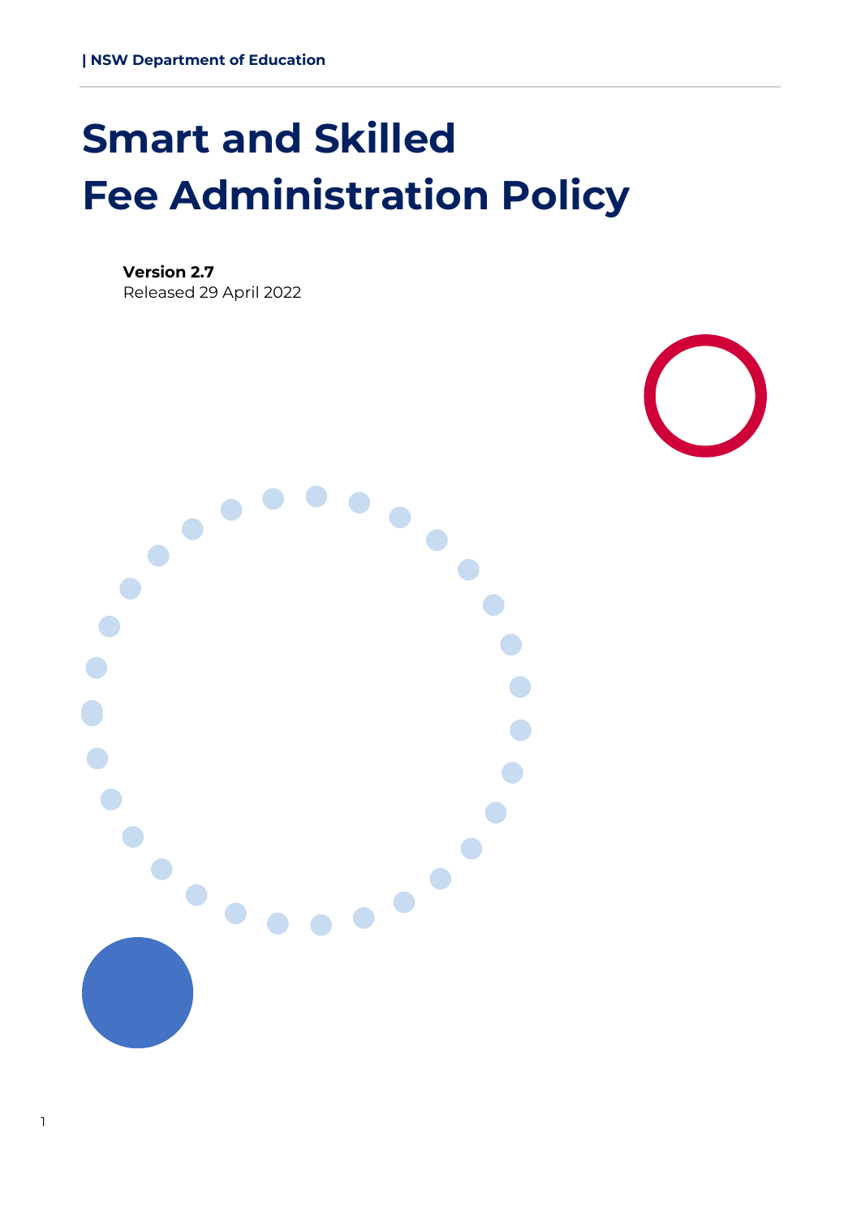| NSW Department of Education

# Smart and Skilled Fee Administration Policy

**Version 2.7**
Released 29 April 2022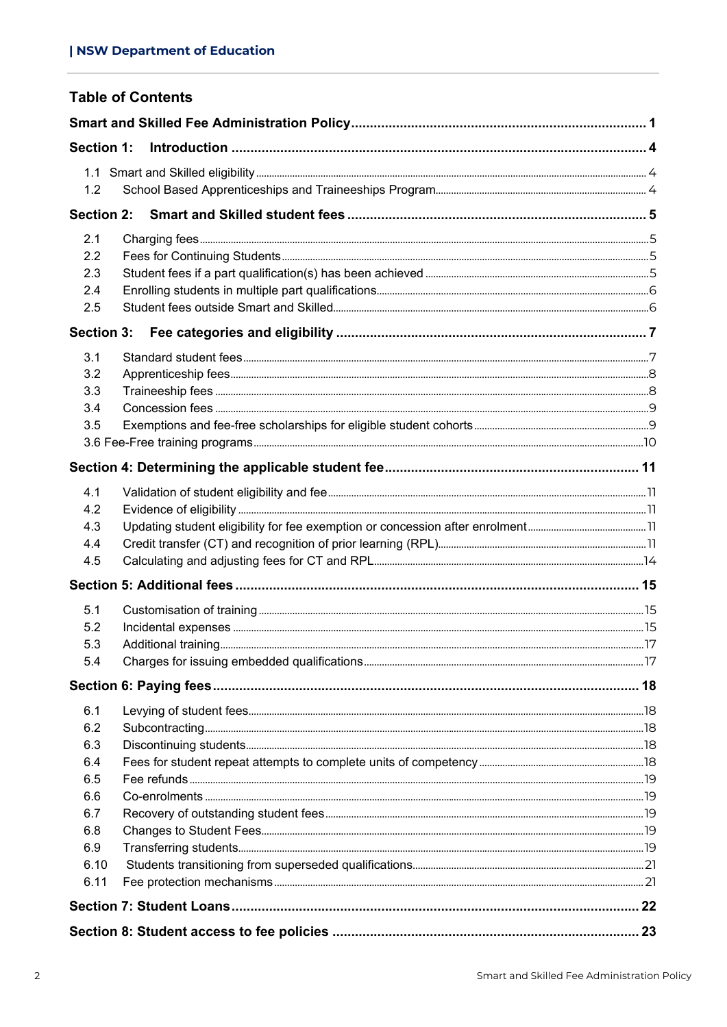## Table of Contents

**Smart and Skilled Fee Administration Policy** .......... **1**

**Section 1: Introduction** .......... **4**

- 1.1 Smart and Skilled eligibility .......... 4
- 1.2 School Based Apprenticeships and Traineeships Program .......... 4

**Section 2: Smart and Skilled student fees** .......... **5**

- 2.1 Charging fees .......... 5
- 2.2 Fees for Continuing Students .......... 5
- 2.3 Student fees if a part qualification(s) has been achieved .......... 5
- 2.4 Enrolling students in multiple part qualifications .......... 6
- 2.5 Student fees outside Smart and Skilled .......... 6

**Section 3: Fee categories and eligibility** .......... **7**

- 3.1 Standard student fees .......... 7
- 3.2 Apprenticeship fees .......... 8
- 3.3 Traineeship fees .......... 8
- 3.4 Concession fees .......... 9
- 3.5 Exemptions and fee-free scholarships for eligible student cohorts .......... 9
- 3.6 Fee-Free training programs .......... 10

**Section 4: Determining the applicable student fee** .......... **11**

- 4.1 Validation of student eligibility and fee .......... 11
- 4.2 Evidence of eligibility .......... 11
- 4.3 Updating student eligibility for fee exemption or concession after enrolment .......... 11
- 4.4 Credit transfer (CT) and recognition of prior learning (RPL) .......... 11
- 4.5 Calculating and adjusting fees for CT and RPL .......... 14

**Section 5: Additional fees** .......... **15**

- 5.1 Customisation of training .......... 15
- 5.2 Incidental expenses .......... 15
- 5.3 Additional training .......... 17
- 5.4 Charges for issuing embedded qualifications .......... 17

**Section 6: Paying fees** .......... **18**

- 6.1 Levying of student fees .......... 18
- 6.2 Subcontracting .......... 18
- 6.3 Discontinuing students .......... 18
- 6.4 Fees for student repeat attempts to complete units of competency .......... 18
- 6.5 Fee refunds .......... 19
- 6.6 Co-enrolments .......... 19
- 6.7 Recovery of outstanding student fees .......... 19
- 6.8 Changes to Student Fees .......... 19
- 6.9 Transferring students .......... 19
- 6.10 Students transitioning from superseded qualifications .......... 21
- 6.11 Fee protection mechanisms .......... 21

**Section 7: Student Loans** .......... **22**

**Section 8: Student access to fee policies** .......... **23**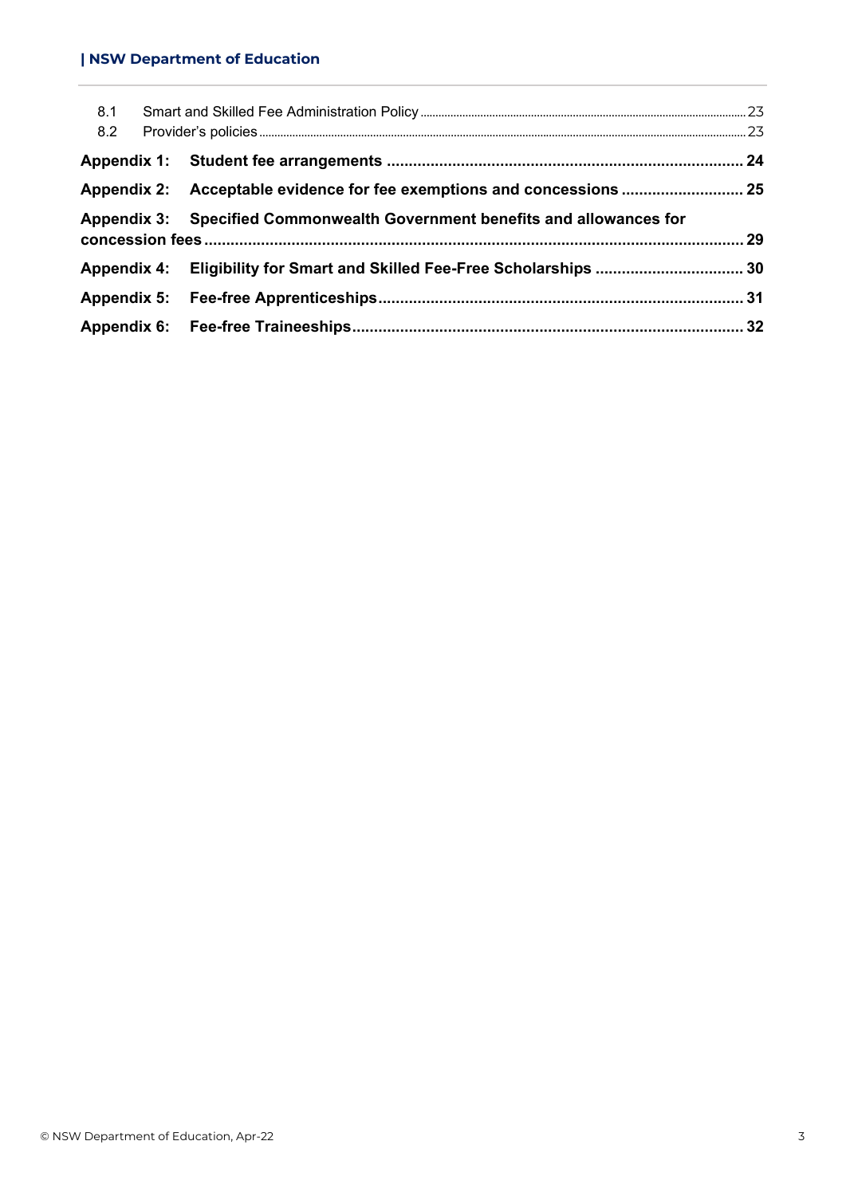8.1 Smart and Skilled Fee Administration Policy ... 23
8.2 Provider's policies ... 23

**Appendix 1: Student fee arrangements ... 24**

**Appendix 2: Acceptable evidence for fee exemptions and concessions ... 25**

**Appendix 3: Specified Commonwealth Government benefits and allowances for concession fees ... 29**

**Appendix 4: Eligibility for Smart and Skilled Fee-Free Scholarships ... 30**

**Appendix 5: Fee-free Apprenticeships ... 31**

**Appendix 6: Fee-free Traineeships ... 32**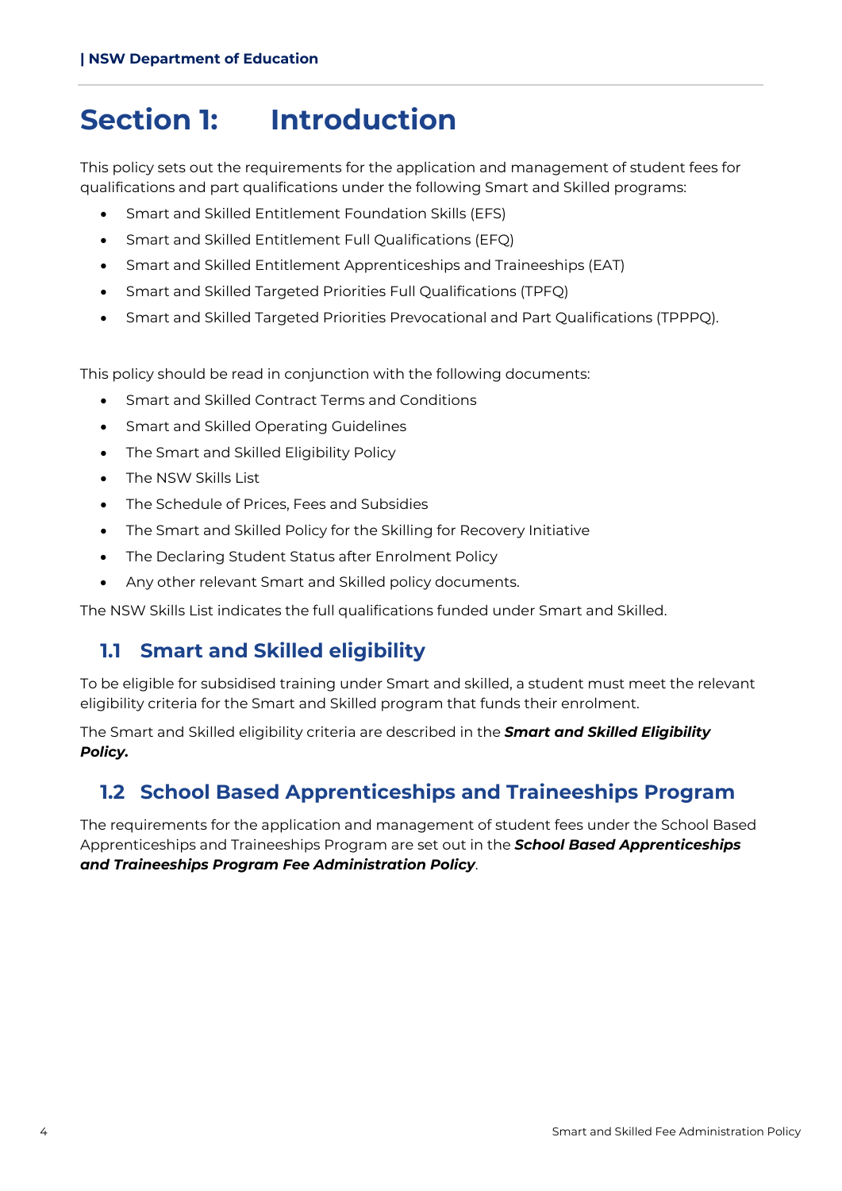# Section 1: Introduction

This policy sets out the requirements for the application and management of student fees for qualifications and part qualifications under the following Smart and Skilled programs:

- Smart and Skilled Entitlement Foundation Skills (EFS)
- Smart and Skilled Entitlement Full Qualifications (EFQ)
- Smart and Skilled Entitlement Apprenticeships and Traineeships (EAT)
- Smart and Skilled Targeted Priorities Full Qualifications (TPFQ)
- Smart and Skilled Targeted Priorities Prevocational and Part Qualifications (TPPPQ).

This policy should be read in conjunction with the following documents:

- Smart and Skilled Contract Terms and Conditions
- Smart and Skilled Operating Guidelines
- The Smart and Skilled Eligibility Policy
- The NSW Skills List
- The Schedule of Prices, Fees and Subsidies
- The Smart and Skilled Policy for the Skilling for Recovery Initiative
- The Declaring Student Status after Enrolment Policy
- Any other relevant Smart and Skilled policy documents.

The NSW Skills List indicates the full qualifications funded under Smart and Skilled.

## 1.1 Smart and Skilled eligibility

To be eligible for subsidised training under Smart and skilled, a student must meet the relevant eligibility criteria for the Smart and Skilled program that funds their enrolment.

The Smart and Skilled eligibility criteria are described in the ***Smart and Skilled Eligibility Policy.***

## 1.2 School Based Apprenticeships and Traineeships Program

The requirements for the application and management of student fees under the School Based Apprenticeships and Traineeships Program are set out in the ***School Based Apprenticeships and Traineeships Program Fee Administration Policy***.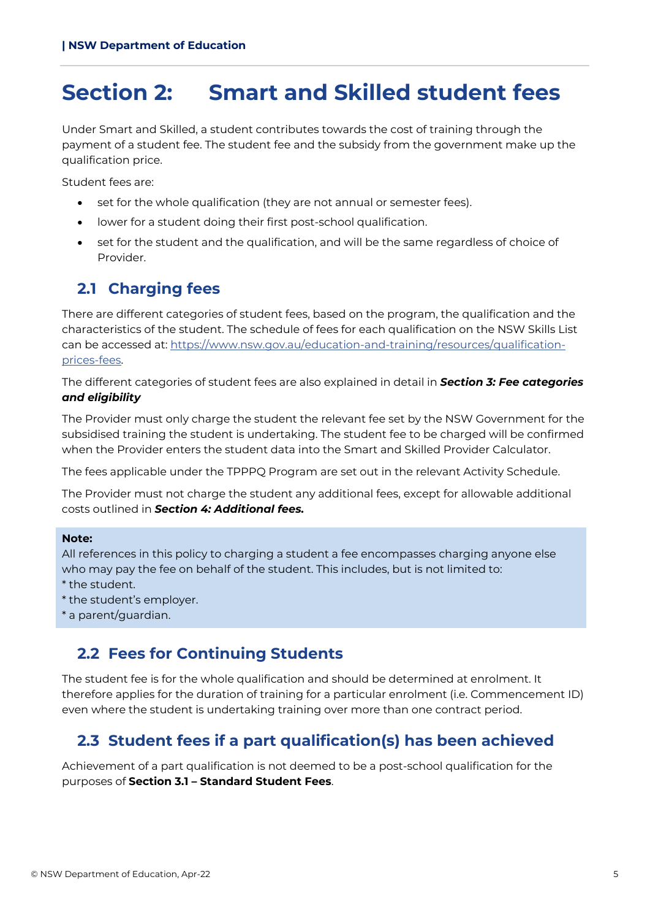# Section 2: Smart and Skilled student fees

Under Smart and Skilled, a student contributes towards the cost of training through the payment of a student fee. The student fee and the subsidy from the government make up the qualification price.

Student fees are:

- set for the whole qualification (they are not annual or semester fees).
- lower for a student doing their first post-school qualification.
- set for the student and the qualification, and will be the same regardless of choice of Provider.

## 2.1 Charging fees

There are different categories of student fees, based on the program, the qualification and the characteristics of the student. The schedule of fees for each qualification on the NSW Skills List can be accessed at: [https://www.nsw.gov.au/education-and-training/resources/qualification-prices-fees](https://www.nsw.gov.au/education-and-training/resources/qualification-prices-fees).

The different categories of student fees are also explained in detail in ***Section 3: Fee categories and eligibility***

The Provider must only charge the student the relevant fee set by the NSW Government for the subsidised training the student is undertaking. The student fee to be charged will be confirmed when the Provider enters the student data into the Smart and Skilled Provider Calculator.

The fees applicable under the TPPPQ Program are set out in the relevant Activity Schedule.

The Provider must not charge the student any additional fees, except for allowable additional costs outlined in ***Section 4: Additional fees.***

> **Note:**
> All references in this policy to charging a student a fee encompasses charging anyone else who may pay the fee on behalf of the student. This includes, but is not limited to:
> * the student.
> * the student's employer.
> * a parent/guardian.

## 2.2 Fees for Continuing Students

The student fee is for the whole qualification and should be determined at enrolment. It therefore applies for the duration of training for a particular enrolment (i.e. Commencement ID) even where the student is undertaking training over more than one contract period.

## 2.3 Student fees if a part qualification(s) has been achieved

Achievement of a part qualification is not deemed to be a post-school qualification for the purposes of **Section 3.1 – Standard Student Fees**.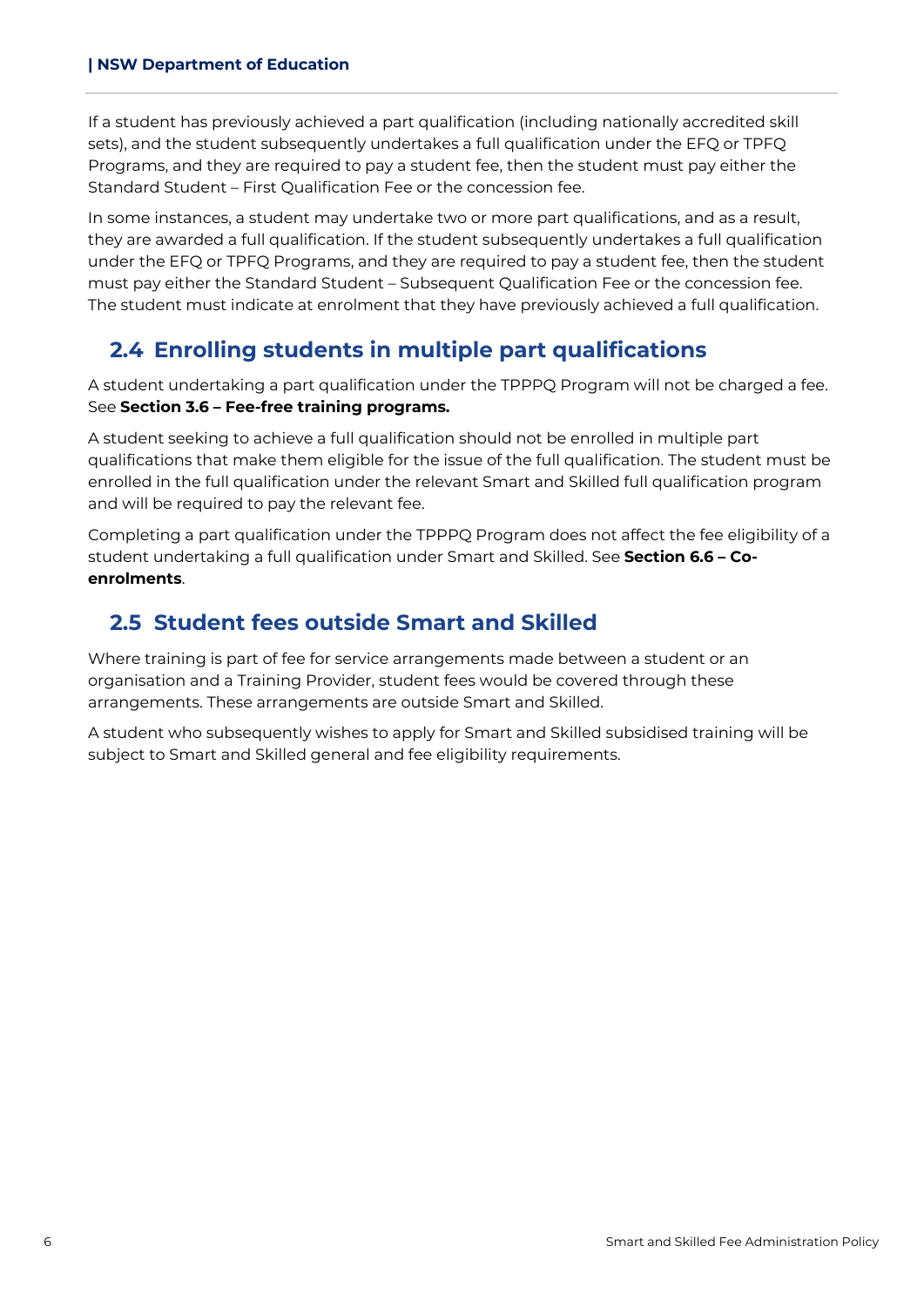If a student has previously achieved a part qualification (including nationally accredited skill sets), and the student subsequently undertakes a full qualification under the EFQ or TPFQ Programs, and they are required to pay a student fee, then the student must pay either the Standard Student – First Qualification Fee or the concession fee.

In some instances, a student may undertake two or more part qualifications, and as a result, they are awarded a full qualification. If the student subsequently undertakes a full qualification under the EFQ or TPFQ Programs, and they are required to pay a student fee, then the student must pay either the Standard Student – Subsequent Qualification Fee or the concession fee. The student must indicate at enrolment that they have previously achieved a full qualification.

## 2.4 Enrolling students in multiple part qualifications

A student undertaking a part qualification under the TPPPQ Program will not be charged a fee. See **Section 3.6 – Fee-free training programs.**

A student seeking to achieve a full qualification should not be enrolled in multiple part qualifications that make them eligible for the issue of the full qualification. The student must be enrolled in the full qualification under the relevant Smart and Skilled full qualification program and will be required to pay the relevant fee.

Completing a part qualification under the TPPPQ Program does not affect the fee eligibility of a student undertaking a full qualification under Smart and Skilled. See **Section 6.6 – Co-enrolments**.

## 2.5 Student fees outside Smart and Skilled

Where training is part of fee for service arrangements made between a student or an organisation and a Training Provider, student fees would be covered through these arrangements. These arrangements are outside Smart and Skilled.

A student who subsequently wishes to apply for Smart and Skilled subsidised training will be subject to Smart and Skilled general and fee eligibility requirements.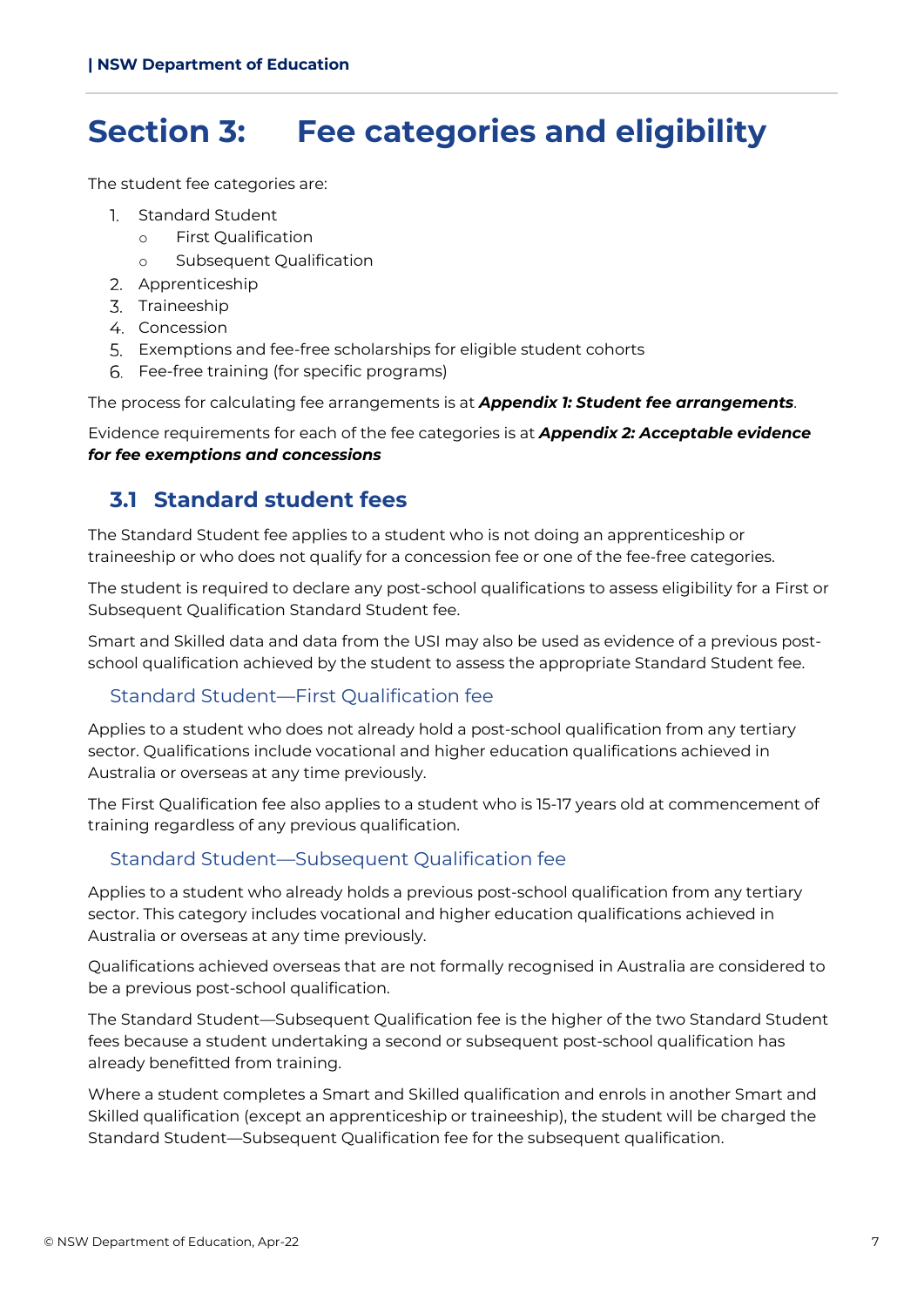# Section 3: Fee categories and eligibility

The student fee categories are:

1. Standard Student
    - First Qualification
    - Subsequent Qualification
2. Apprenticeship
3. Traineeship
4. Concession
5. Exemptions and fee-free scholarships for eligible student cohorts
6. Fee-free training (for specific programs)

The process for calculating fee arrangements is at ***Appendix 1: Student fee arrangements***.

Evidence requirements for each of the fee categories is at ***Appendix 2: Acceptable evidence for fee exemptions and concessions***

## 3.1 Standard student fees

The Standard Student fee applies to a student who is not doing an apprenticeship or traineeship or who does not qualify for a concession fee or one of the fee-free categories.

The student is required to declare any post-school qualifications to assess eligibility for a First or Subsequent Qualification Standard Student fee.

Smart and Skilled data and data from the USI may also be used as evidence of a previous post-school qualification achieved by the student to assess the appropriate Standard Student fee.

### Standard Student—First Qualification fee

Applies to a student who does not already hold a post-school qualification from any tertiary sector. Qualifications include vocational and higher education qualifications achieved in Australia or overseas at any time previously.

The First Qualification fee also applies to a student who is 15-17 years old at commencement of training regardless of any previous qualification.

### Standard Student—Subsequent Qualification fee

Applies to a student who already holds a previous post-school qualification from any tertiary sector. This category includes vocational and higher education qualifications achieved in Australia or overseas at any time previously.

Qualifications achieved overseas that are not formally recognised in Australia are considered to be a previous post-school qualification.

The Standard Student—Subsequent Qualification fee is the higher of the two Standard Student fees because a student undertaking a second or subsequent post-school qualification has already benefitted from training.

Where a student completes a Smart and Skilled qualification and enrols in another Smart and Skilled qualification (except an apprenticeship or traineeship), the student will be charged the Standard Student—Subsequent Qualification fee for the subsequent qualification.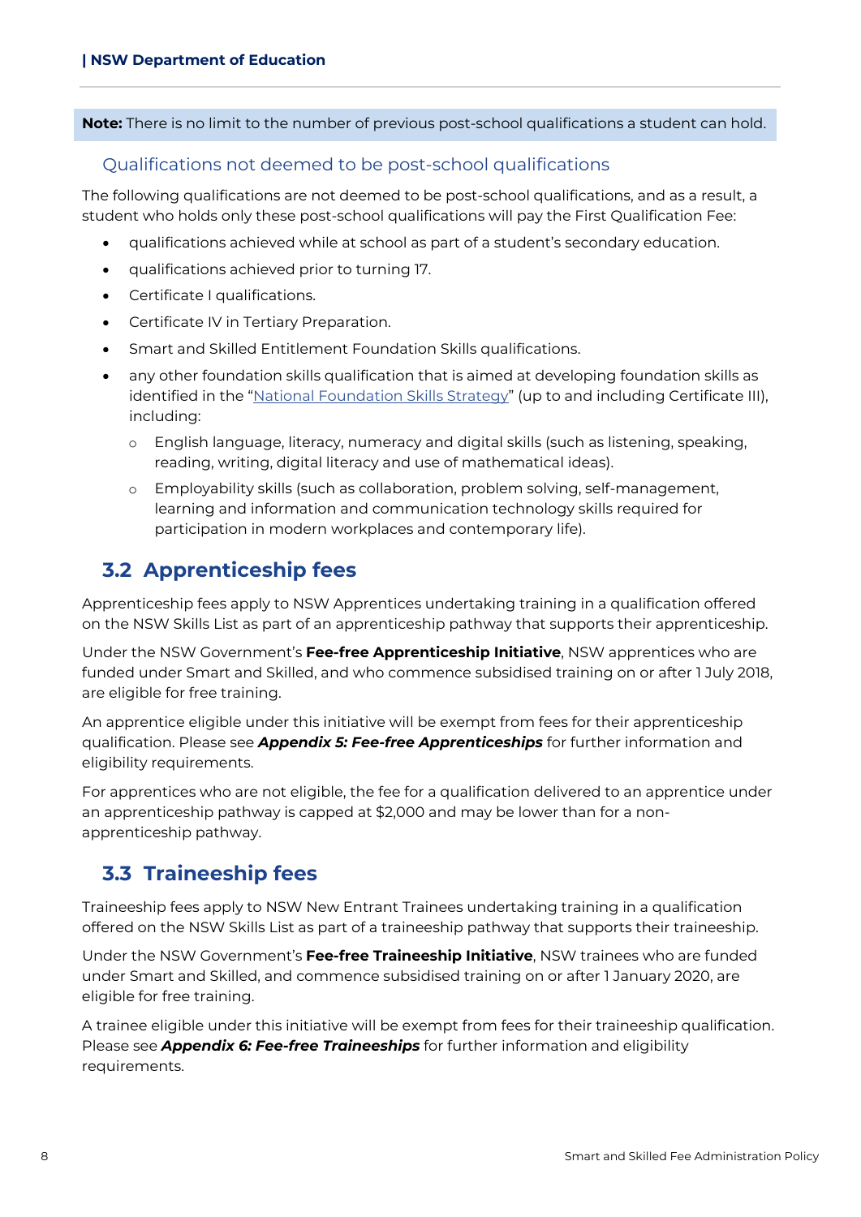**Note:** There is no limit to the number of previous post-school qualifications a student can hold.

### Qualifications not deemed to be post-school qualifications

The following qualifications are not deemed to be post-school qualifications, and as a result, a student who holds only these post-school qualifications will pay the First Qualification Fee:

- qualifications achieved while at school as part of a student's secondary education.
- qualifications achieved prior to turning 17.
- Certificate I qualifications.
- Certificate IV in Tertiary Preparation.
- Smart and Skilled Entitlement Foundation Skills qualifications.
- any other foundation skills qualification that is aimed at developing foundation skills as identified in the "National Foundation Skills Strategy" (up to and including Certificate III), including:
  - English language, literacy, numeracy and digital skills (such as listening, speaking, reading, writing, digital literacy and use of mathematical ideas).
  - Employability skills (such as collaboration, problem solving, self-management, learning and information and communication technology skills required for participation in modern workplaces and contemporary life).

## 3.2 Apprenticeship fees

Apprenticeship fees apply to NSW Apprentices undertaking training in a qualification offered on the NSW Skills List as part of an apprenticeship pathway that supports their apprenticeship.

Under the NSW Government's **Fee-free Apprenticeship Initiative**, NSW apprentices who are funded under Smart and Skilled, and who commence subsidised training on or after 1 July 2018, are eligible for free training.

An apprentice eligible under this initiative will be exempt from fees for their apprenticeship qualification. Please see ***Appendix 5: Fee-free Apprenticeships*** for further information and eligibility requirements.

For apprentices who are not eligible, the fee for a qualification delivered to an apprentice under an apprenticeship pathway is capped at $2,000 and may be lower than for a non-apprenticeship pathway.

## 3.3 Traineeship fees

Traineeship fees apply to NSW New Entrant Trainees undertaking training in a qualification offered on the NSW Skills List as part of a traineeship pathway that supports their traineeship.

Under the NSW Government's **Fee-free Traineeship Initiative**, NSW trainees who are funded under Smart and Skilled, and commence subsidised training on or after 1 January 2020, are eligible for free training.

A trainee eligible under this initiative will be exempt from fees for their traineeship qualification. Please see ***Appendix 6: Fee-free Traineeships*** for further information and eligibility requirements.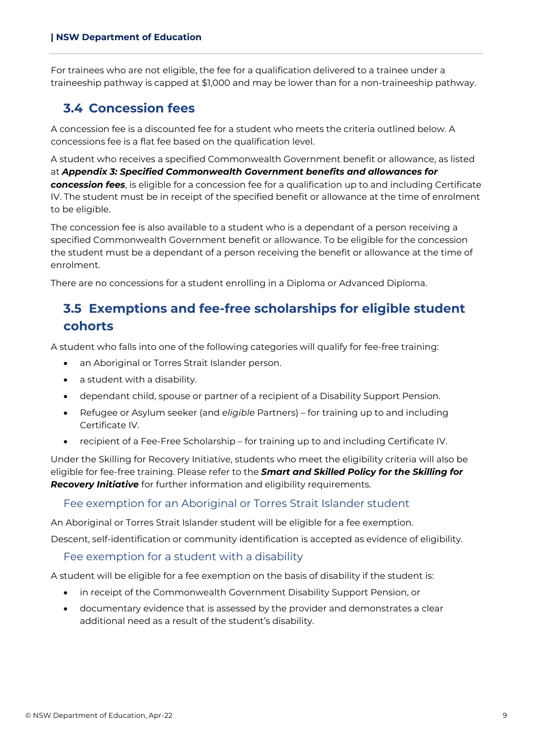For trainees who are not eligible, the fee for a qualification delivered to a trainee under a traineeship pathway is capped at $1,000 and may be lower than for a non-traineeship pathway.

## 3.4 Concession fees

A concession fee is a discounted fee for a student who meets the criteria outlined below. A concessions fee is a flat fee based on the qualification level.

A student who receives a specified Commonwealth Government benefit or allowance, as listed at ***Appendix 3: Specified Commonwealth Government benefits and allowances for concession fees***, is eligible for a concession fee for a qualification up to and including Certificate IV. The student must be in receipt of the specified benefit or allowance at the time of enrolment to be eligible.

The concession fee is also available to a student who is a dependant of a person receiving a specified Commonwealth Government benefit or allowance. To be eligible for the concession the student must be a dependant of a person receiving the benefit or allowance at the time of enrolment.

There are no concessions for a student enrolling in a Diploma or Advanced Diploma.

## 3.5 Exemptions and fee-free scholarships for eligible student cohorts

A student who falls into one of the following categories will qualify for fee-free training:

- an Aboriginal or Torres Strait Islander person.
- a student with a disability.
- dependant child, spouse or partner of a recipient of a Disability Support Pension.
- Refugee or Asylum seeker (and *eligible* Partners) – for training up to and including Certificate IV.
- recipient of a Fee-Free Scholarship – for training up to and including Certificate IV.

Under the Skilling for Recovery Initiative, students who meet the eligibility criteria will also be eligible for fee-free training. Please refer to the ***Smart and Skilled Policy for the Skilling for Recovery Initiative*** for further information and eligibility requirements.

### Fee exemption for an Aboriginal or Torres Strait Islander student

An Aboriginal or Torres Strait Islander student will be eligible for a fee exemption.

Descent, self-identification or community identification is accepted as evidence of eligibility.

### Fee exemption for a student with a disability

A student will be eligible for a fee exemption on the basis of disability if the student is:

- in receipt of the Commonwealth Government Disability Support Pension, or
- documentary evidence that is assessed by the provider and demonstrates a clear additional need as a result of the student's disability.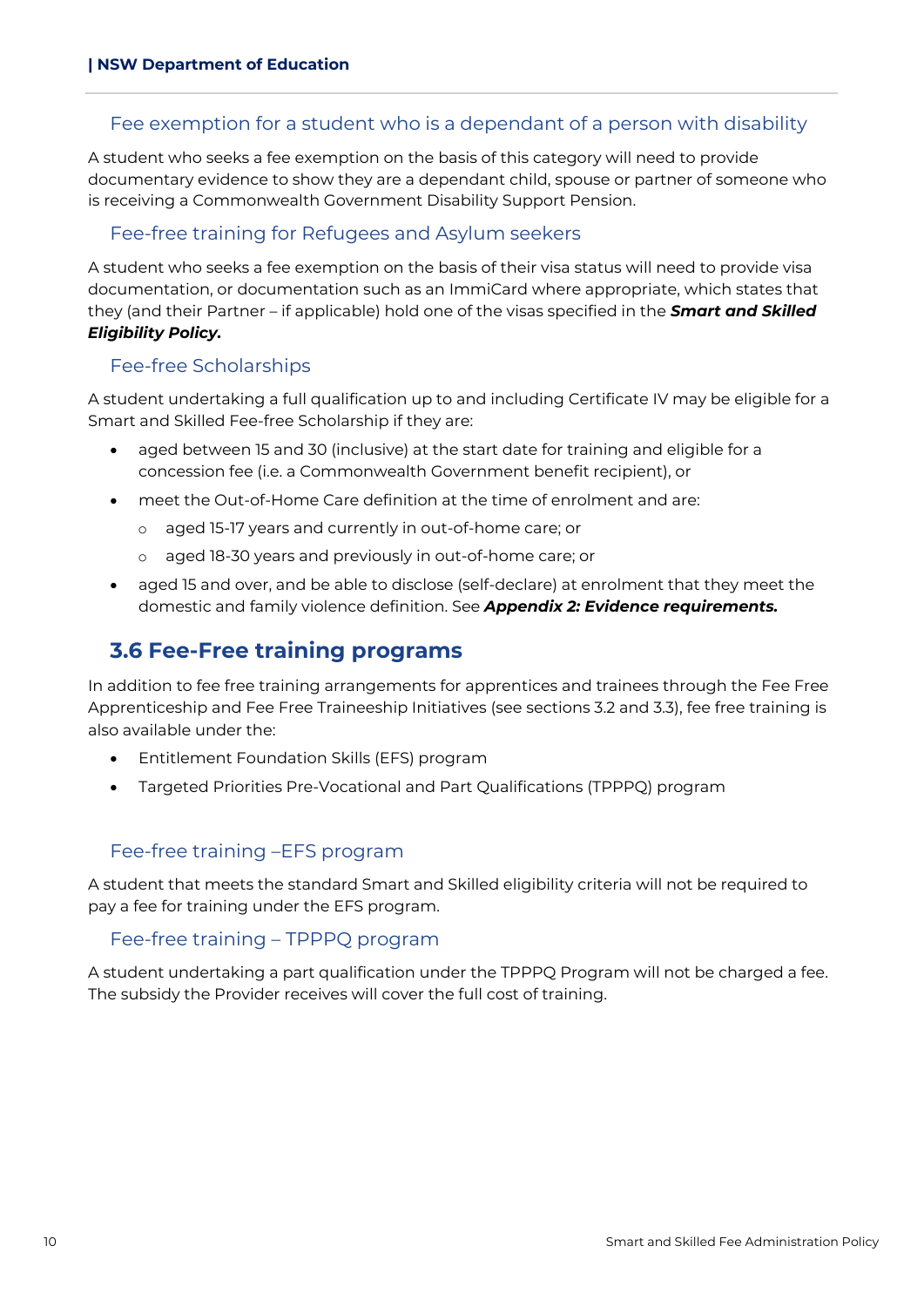### Fee exemption for a student who is a dependant of a person with disability

A student who seeks a fee exemption on the basis of this category will need to provide documentary evidence to show they are a dependant child, spouse or partner of someone who is receiving a Commonwealth Government Disability Support Pension.

### Fee-free training for Refugees and Asylum seekers

A student who seeks a fee exemption on the basis of their visa status will need to provide visa documentation, or documentation such as an ImmiCard where appropriate, which states that they (and their Partner – if applicable) hold one of the visas specified in the ***Smart and Skilled Eligibility Policy.***

### Fee-free Scholarships

A student undertaking a full qualification up to and including Certificate IV may be eligible for a Smart and Skilled Fee-free Scholarship if they are:

- aged between 15 and 30 (inclusive) at the start date for training and eligible for a concession fee (i.e. a Commonwealth Government benefit recipient), or
- meet the Out-of-Home Care definition at the time of enrolment and are:
  - aged 15-17 years and currently in out-of-home care; or
  - aged 18-30 years and previously in out-of-home care; or
- aged 15 and over, and be able to disclose (self-declare) at enrolment that they meet the domestic and family violence definition. See ***Appendix 2: Evidence requirements.***

## 3.6 Fee-Free training programs

In addition to fee free training arrangements for apprentices and trainees through the Fee Free Apprenticeship and Fee Free Traineeship Initiatives (see sections 3.2 and 3.3), fee free training is also available under the:

- Entitlement Foundation Skills (EFS) program
- Targeted Priorities Pre-Vocational and Part Qualifications (TPPPQ) program

### Fee-free training –EFS program

A student that meets the standard Smart and Skilled eligibility criteria will not be required to pay a fee for training under the EFS program.

### Fee-free training – TPPPQ program

A student undertaking a part qualification under the TPPPQ Program will not be charged a fee. The subsidy the Provider receives will cover the full cost of training.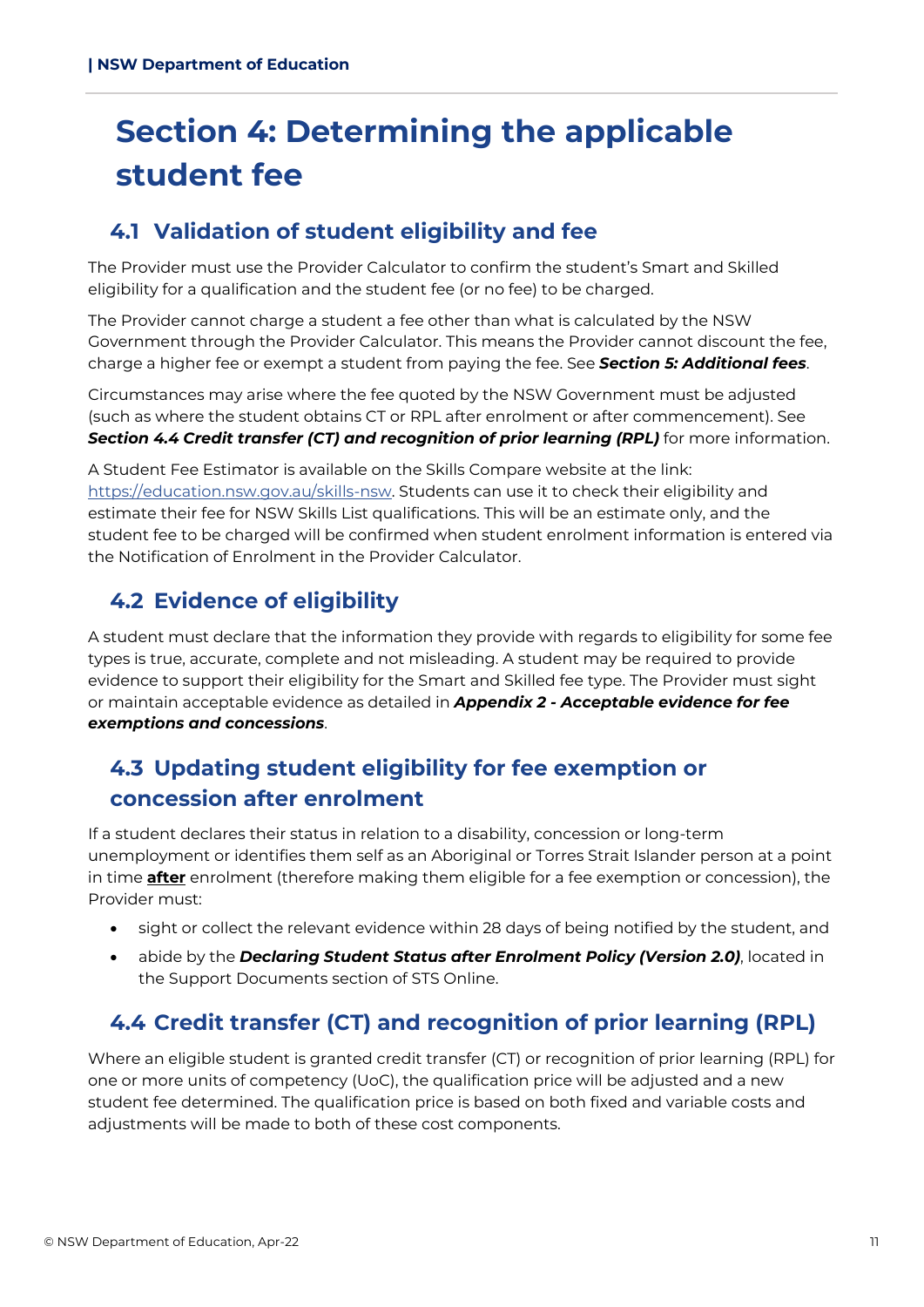# Section 4: Determining the applicable student fee

## 4.1 Validation of student eligibility and fee

The Provider must use the Provider Calculator to confirm the student's Smart and Skilled eligibility for a qualification and the student fee (or no fee) to be charged.

The Provider cannot charge a student a fee other than what is calculated by the NSW Government through the Provider Calculator. This means the Provider cannot discount the fee, charge a higher fee or exempt a student from paying the fee. See ***Section 5: Additional fees***.

Circumstances may arise where the fee quoted by the NSW Government must be adjusted (such as where the student obtains CT or RPL after enrolment or after commencement). See ***Section 4.4 Credit transfer (CT) and recognition of prior learning (RPL)*** for more information.

A Student Fee Estimator is available on the Skills Compare website at the link: https://education.nsw.gov.au/skills-nsw. Students can use it to check their eligibility and estimate their fee for NSW Skills List qualifications. This will be an estimate only, and the student fee to be charged will be confirmed when student enrolment information is entered via the Notification of Enrolment in the Provider Calculator.

## 4.2 Evidence of eligibility

A student must declare that the information they provide with regards to eligibility for some fee types is true, accurate, complete and not misleading. A student may be required to provide evidence to support their eligibility for the Smart and Skilled fee type. The Provider must sight or maintain acceptable evidence as detailed in ***Appendix 2 - Acceptable evidence for fee exemptions and concessions***.

## 4.3 Updating student eligibility for fee exemption or concession after enrolment

If a student declares their status in relation to a disability, concession or long-term unemployment or identifies them self as an Aboriginal or Torres Strait Islander person at a point in time **after** enrolment (therefore making them eligible for a fee exemption or concession), the Provider must:

- sight or collect the relevant evidence within 28 days of being notified by the student, and
- abide by the ***Declaring Student Status after Enrolment Policy (Version 2.0)***, located in the Support Documents section of STS Online.

## 4.4 Credit transfer (CT) and recognition of prior learning (RPL)

Where an eligible student is granted credit transfer (CT) or recognition of prior learning (RPL) for one or more units of competency (UoC), the qualification price will be adjusted and a new student fee determined. The qualification price is based on both fixed and variable costs and adjustments will be made to both of these cost components.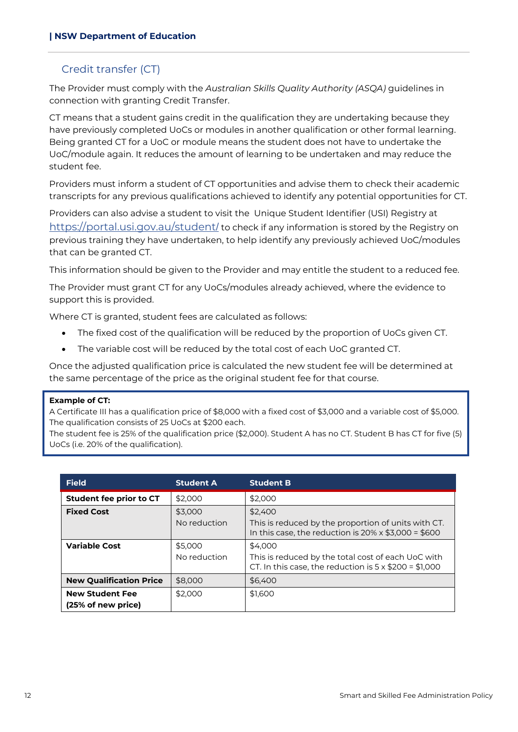## Credit transfer (CT)

The Provider must comply with the *Australian Skills Quality Authority (ASQA)* guidelines in connection with granting Credit Transfer.

CT means that a student gains credit in the qualification they are undertaking because they have previously completed UoCs or modules in another qualification or other formal learning. Being granted CT for a UoC or module means the student does not have to undertake the UoC/module again. It reduces the amount of learning to be undertaken and may reduce the student fee.

Providers must inform a student of CT opportunities and advise them to check their academic transcripts for any previous qualifications achieved to identify any potential opportunities for CT.

Providers can also advise a student to visit the Unique Student Identifier (USI) Registry at https://portal.usi.gov.au/student/ to check if any information is stored by the Registry on previous training they have undertaken, to help identify any previously achieved UoC/modules that can be granted CT.

This information should be given to the Provider and may entitle the student to a reduced fee.

The Provider must grant CT for any UoCs/modules already achieved, where the evidence to support this is provided.

Where CT is granted, student fees are calculated as follows:

- The fixed cost of the qualification will be reduced by the proportion of UoCs given CT.
- The variable cost will be reduced by the total cost of each UoC granted CT.

Once the adjusted qualification price is calculated the new student fee will be determined at the same percentage of the price as the original student fee for that course.

> **Example of CT:**
> A Certificate III has a qualification price of $8,000 with a fixed cost of $3,000 and a variable cost of $5,000. The qualification consists of 25 UoCs at $200 each.
> The student fee is 25% of the qualification price ($2,000). Student A has no CT. Student B has CT for five (5) UoCs (i.e. 20% of the qualification).

| Field | Student A | Student B |
|---|---|---|
| **Student fee prior to CT** | $2,000 | $2,000 |
| **Fixed Cost** | $3,000<br>No reduction | $2,400<br>This is reduced by the proportion of units with CT. In this case, the reduction is 20% x $3,000 = $600 |
| **Variable Cost** | $5,000<br>No reduction | $4,000<br>This is reduced by the total cost of each UoC with CT. In this case, the reduction is 5 x $200 = $1,000 |
| **New Qualification Price** | $8,000 | $6,400 |
| **New Student Fee (25% of new price)** | $2,000 | $1,600 |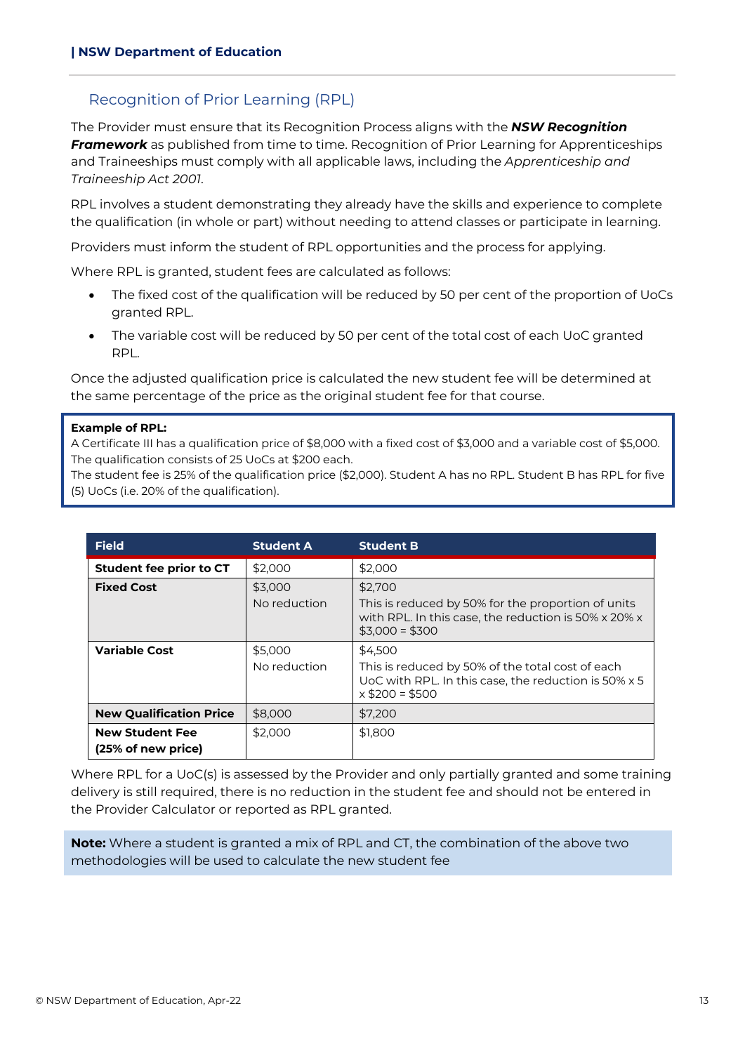## Recognition of Prior Learning (RPL)

The Provider must ensure that its Recognition Process aligns with the ***NSW Recognition Framework*** as published from time to time. Recognition of Prior Learning for Apprenticeships and Traineeships must comply with all applicable laws, including the *Apprenticeship and Traineeship Act 2001*.

RPL involves a student demonstrating they already have the skills and experience to complete the qualification (in whole or part) without needing to attend classes or participate in learning.

Providers must inform the student of RPL opportunities and the process for applying.

Where RPL is granted, student fees are calculated as follows:

- The fixed cost of the qualification will be reduced by 50 per cent of the proportion of UoCs granted RPL.
- The variable cost will be reduced by 50 per cent of the total cost of each UoC granted RPL.

Once the adjusted qualification price is calculated the new student fee will be determined at the same percentage of the price as the original student fee for that course.

> **Example of RPL:**
> A Certificate III has a qualification price of $8,000 with a fixed cost of $3,000 and a variable cost of $5,000. The qualification consists of 25 UoCs at $200 each.
> The student fee is 25% of the qualification price ($2,000). Student A has no RPL. Student B has RPL for five (5) UoCs (i.e. 20% of the qualification).

| Field | Student A | Student B |
|---|---|---|
| **Student fee prior to CT** | $2,000 | $2,000 |
| **Fixed Cost** | $3,000<br>No reduction | $2,700<br>This is reduced by 50% for the proportion of units with RPL. In this case, the reduction is 50% x 20% x $3,000 = $300 |
| **Variable Cost** | $5,000<br>No reduction | $4,500<br>This is reduced by 50% of the total cost of each UoC with RPL. In this case, the reduction is 50% x 5 x $200 = $500 |
| **New Qualification Price** | $8,000 | $7,200 |
| **New Student Fee (25% of new price)** | $2,000 | $1,800 |

Where RPL for a UoC(s) is assessed by the Provider and only partially granted and some training delivery is still required, there is no reduction in the student fee and should not be entered in the Provider Calculator or reported as RPL granted.

> **Note:** Where a student is granted a mix of RPL and CT, the combination of the above two methodologies will be used to calculate the new student fee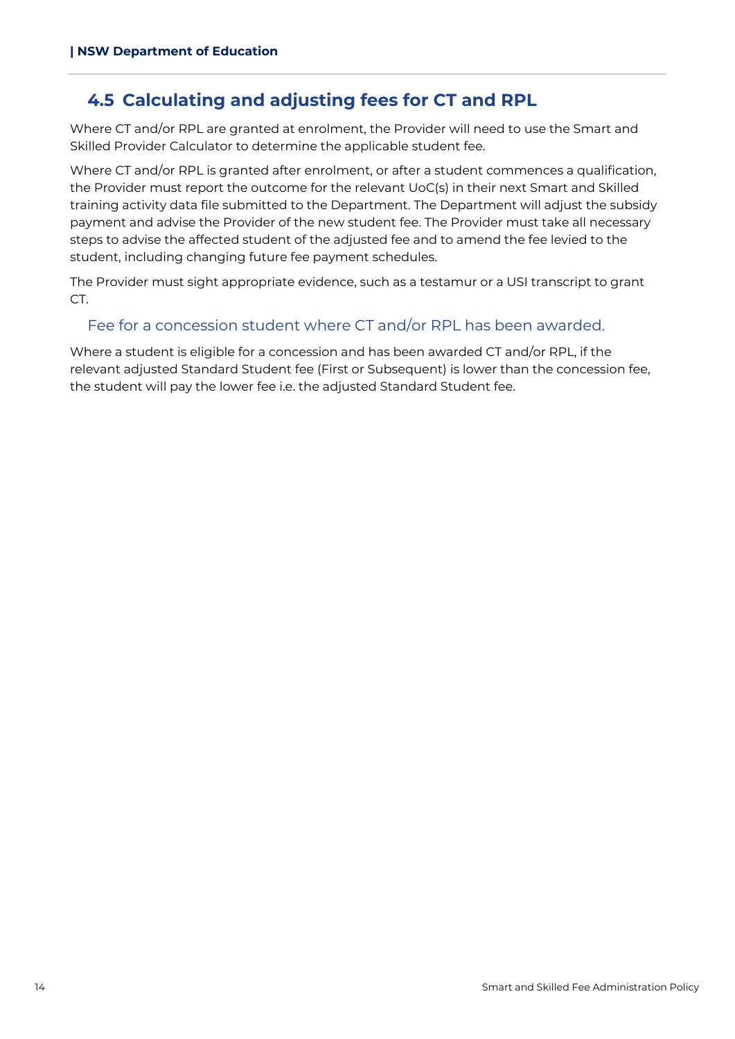## 4.5 Calculating and adjusting fees for CT and RPL

Where CT and/or RPL are granted at enrolment, the Provider will need to use the Smart and Skilled Provider Calculator to determine the applicable student fee.

Where CT and/or RPL is granted after enrolment, or after a student commences a qualification, the Provider must report the outcome for the relevant UoC(s) in their next Smart and Skilled training activity data file submitted to the Department. The Department will adjust the subsidy payment and advise the Provider of the new student fee. The Provider must take all necessary steps to advise the affected student of the adjusted fee and to amend the fee levied to the student, including changing future fee payment schedules.

The Provider must sight appropriate evidence, such as a testamur or a USI transcript to grant CT.

### Fee for a concession student where CT and/or RPL has been awarded.

Where a student is eligible for a concession and has been awarded CT and/or RPL, if the relevant adjusted Standard Student fee (First or Subsequent) is lower than the concession fee, the student will pay the lower fee i.e. the adjusted Standard Student fee.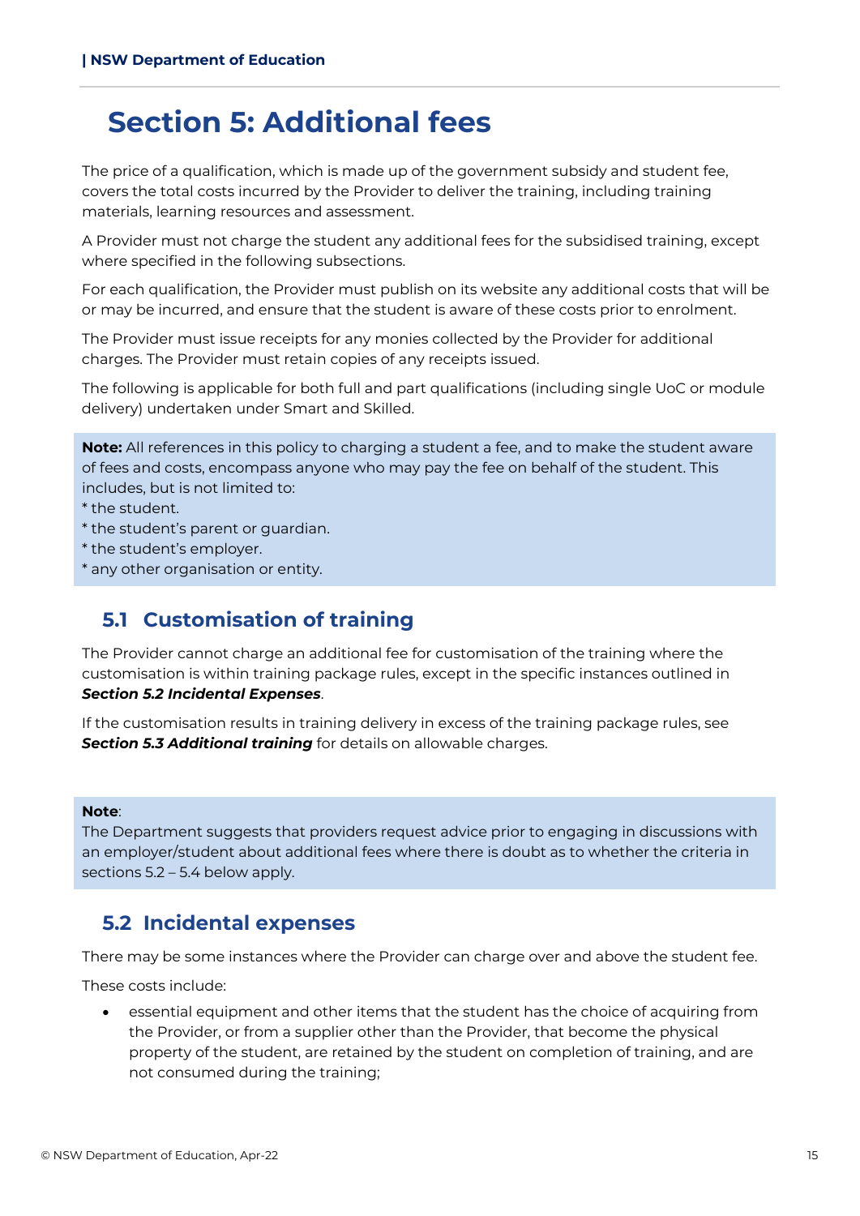# Section 5: Additional fees

The price of a qualification, which is made up of the government subsidy and student fee, covers the total costs incurred by the Provider to deliver the training, including training materials, learning resources and assessment.

A Provider must not charge the student any additional fees for the subsidised training, except where specified in the following subsections.

For each qualification, the Provider must publish on its website any additional costs that will be or may be incurred, and ensure that the student is aware of these costs prior to enrolment.

The Provider must issue receipts for any monies collected by the Provider for additional charges. The Provider must retain copies of any receipts issued.

The following is applicable for both full and part qualifications (including single UoC or module delivery) undertaken under Smart and Skilled.

**Note:** All references in this policy to charging a student a fee, and to make the student aware of fees and costs, encompass anyone who may pay the fee on behalf of the student. This includes, but is not limited to:
* the student.
* the student's parent or guardian.
* the student's employer.
* any other organisation or entity.

## 5.1 Customisation of training

The Provider cannot charge an additional fee for customisation of the training where the customisation is within training package rules, except in the specific instances outlined in ***Section 5.2 Incidental Expenses***.

If the customisation results in training delivery in excess of the training package rules, see ***Section 5.3 Additional training*** for details on allowable charges.

**Note**:
The Department suggests that providers request advice prior to engaging in discussions with an employer/student about additional fees where there is doubt as to whether the criteria in sections 5.2 – 5.4 below apply.

## 5.2 Incidental expenses

There may be some instances where the Provider can charge over and above the student fee.

These costs include:

- essential equipment and other items that the student has the choice of acquiring from the Provider, or from a supplier other than the Provider, that become the physical property of the student, are retained by the student on completion of training, and are not consumed during the training;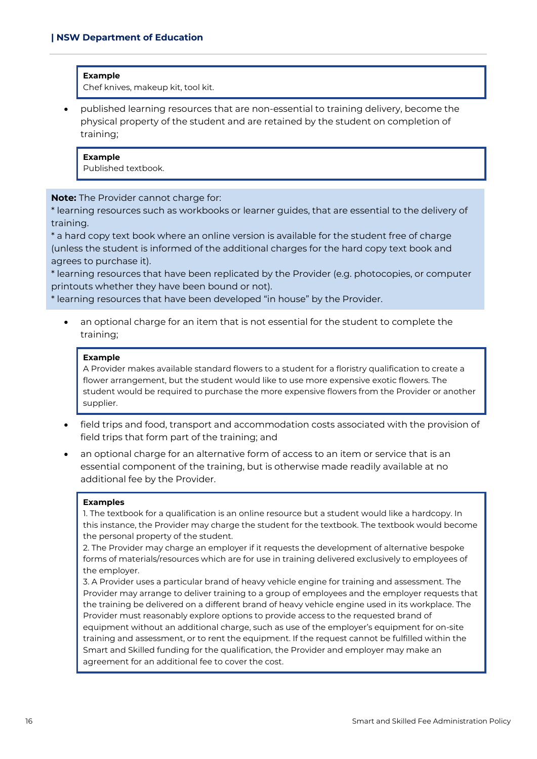> **Example**
> Chef knives, makeup kit, tool kit.

- published learning resources that are non-essential to training delivery, become the physical property of the student and are retained by the student on completion of training;

> **Example**
> Published textbook.

**Note:** The Provider cannot charge for:
* learning resources such as workbooks or learner guides, that are essential to the delivery of training.
* a hard copy text book where an online version is available for the student free of charge (unless the student is informed of the additional charges for the hard copy text book and agrees to purchase it).
* learning resources that have been replicated by the Provider (e.g. photocopies, or computer printouts whether they have been bound or not).
* learning resources that have been developed "in house" by the Provider.

- an optional charge for an item that is not essential for the student to complete the training;

> **Example**
> A Provider makes available standard flowers to a student for a floristry qualification to create a flower arrangement, but the student would like to use more expensive exotic flowers. The student would be required to purchase the more expensive flowers from the Provider or another supplier.

- field trips and food, transport and accommodation costs associated with the provision of field trips that form part of the training; and
- an optional charge for an alternative form of access to an item or service that is an essential component of the training, but is otherwise made readily available at no additional fee by the Provider.

> **Examples**
> 1. The textbook for a qualification is an online resource but a student would like a hardcopy. In this instance, the Provider may charge the student for the textbook. The textbook would become the personal property of the student.
> 2. The Provider may charge an employer if it requests the development of alternative bespoke forms of materials/resources which are for use in training delivered exclusively to employees of the employer.
> 3. A Provider uses a particular brand of heavy vehicle engine for training and assessment. The Provider may arrange to deliver training to a group of employees and the employer requests that the training be delivered on a different brand of heavy vehicle engine used in its workplace. The Provider must reasonably explore options to provide access to the requested brand of equipment without an additional charge, such as use of the employer's equipment for on-site training and assessment, or to rent the equipment. If the request cannot be fulfilled within the Smart and Skilled funding for the qualification, the Provider and employer may make an agreement for an additional fee to cover the cost.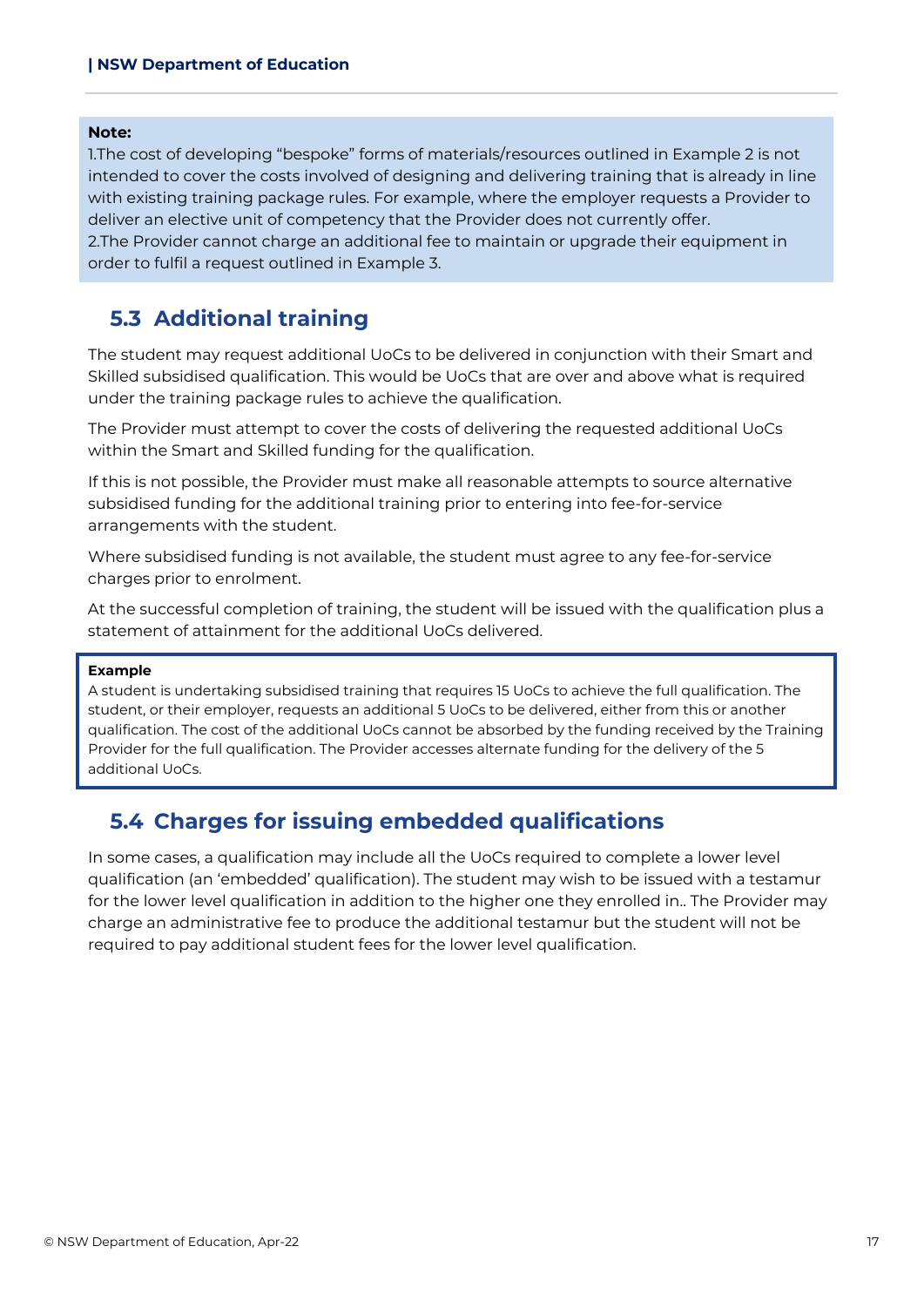**Note:**

1.The cost of developing "bespoke" forms of materials/resources outlined in Example 2 is not intended to cover the costs involved of designing and delivering training that is already in line with existing training package rules. For example, where the employer requests a Provider to deliver an elective unit of competency that the Provider does not currently offer.

2.The Provider cannot charge an additional fee to maintain or upgrade their equipment in order to fulfil a request outlined in Example 3.

## 5.3 Additional training

The student may request additional UoCs to be delivered in conjunction with their Smart and Skilled subsidised qualification. This would be UoCs that are over and above what is required under the training package rules to achieve the qualification.

The Provider must attempt to cover the costs of delivering the requested additional UoCs within the Smart and Skilled funding for the qualification.

If this is not possible, the Provider must make all reasonable attempts to source alternative subsidised funding for the additional training prior to entering into fee-for-service arrangements with the student.

Where subsidised funding is not available, the student must agree to any fee-for-service charges prior to enrolment.

At the successful completion of training, the student will be issued with the qualification plus a statement of attainment for the additional UoCs delivered.

**Example**

A student is undertaking subsidised training that requires 15 UoCs to achieve the full qualification. The student, or their employer, requests an additional 5 UoCs to be delivered, either from this or another qualification. The cost of the additional UoCs cannot be absorbed by the funding received by the Training Provider for the full qualification. The Provider accesses alternate funding for the delivery of the 5 additional UoCs.

## 5.4 Charges for issuing embedded qualifications

In some cases, a qualification may include all the UoCs required to complete a lower level qualification (an 'embedded' qualification). The student may wish to be issued with a testamur for the lower level qualification in addition to the higher one they enrolled in.. The Provider may charge an administrative fee to produce the additional testamur but the student will not be required to pay additional student fees for the lower level qualification.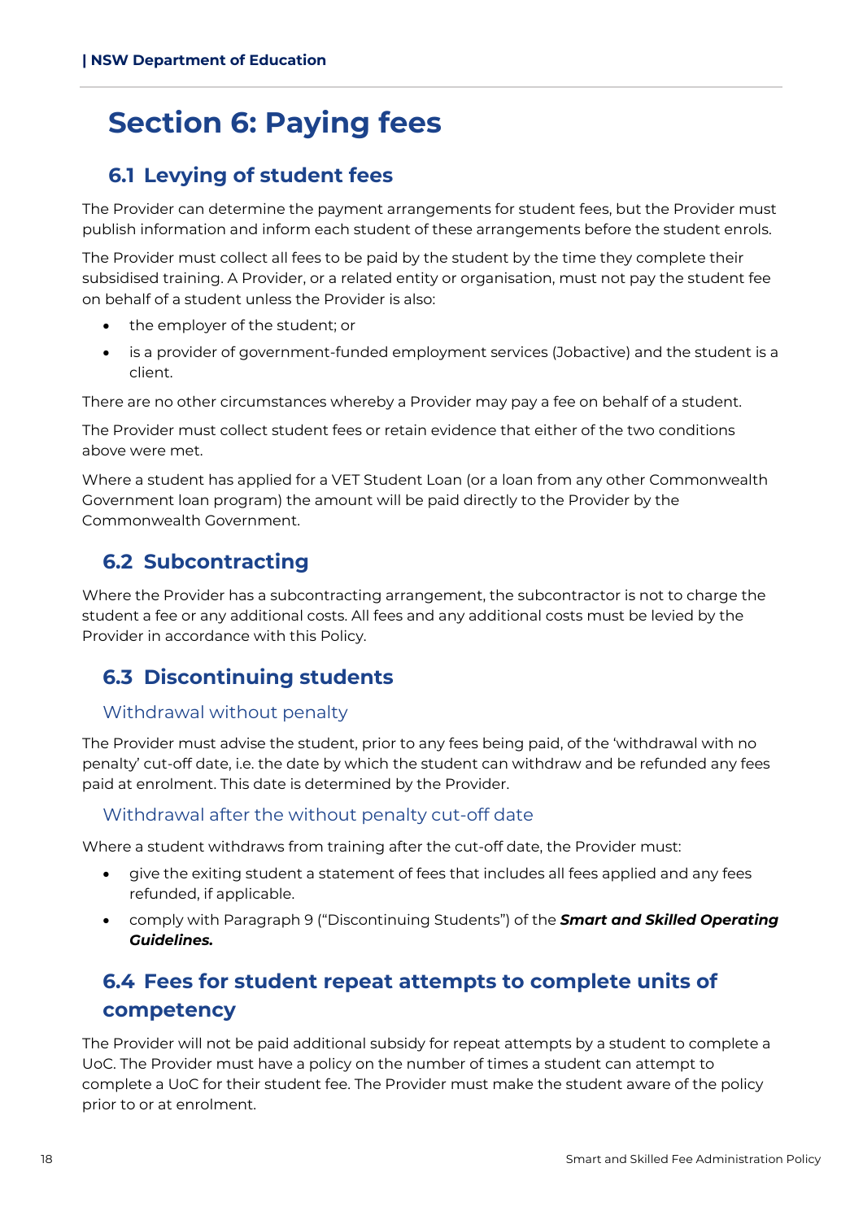# Section 6: Paying fees

## 6.1 Levying of student fees

The Provider can determine the payment arrangements for student fees, but the Provider must publish information and inform each student of these arrangements before the student enrols.

The Provider must collect all fees to be paid by the student by the time they complete their subsidised training. A Provider, or a related entity or organisation, must not pay the student fee on behalf of a student unless the Provider is also:

- the employer of the student; or
- is a provider of government-funded employment services (Jobactive) and the student is a client.

There are no other circumstances whereby a Provider may pay a fee on behalf of a student.

The Provider must collect student fees or retain evidence that either of the two conditions above were met.

Where a student has applied for a VET Student Loan (or a loan from any other Commonwealth Government loan program) the amount will be paid directly to the Provider by the Commonwealth Government.

## 6.2 Subcontracting

Where the Provider has a subcontracting arrangement, the subcontractor is not to charge the student a fee or any additional costs. All fees and any additional costs must be levied by the Provider in accordance with this Policy.

## 6.3 Discontinuing students

### Withdrawal without penalty

The Provider must advise the student, prior to any fees being paid, of the 'withdrawal with no penalty' cut-off date, i.e. the date by which the student can withdraw and be refunded any fees paid at enrolment. This date is determined by the Provider.

### Withdrawal after the without penalty cut-off date

Where a student withdraws from training after the cut-off date, the Provider must:

- give the exiting student a statement of fees that includes all fees applied and any fees refunded, if applicable.
- comply with Paragraph 9 ("Discontinuing Students") of the ***Smart and Skilled Operating Guidelines.***

## 6.4 Fees for student repeat attempts to complete units of competency

The Provider will not be paid additional subsidy for repeat attempts by a student to complete a UoC. The Provider must have a policy on the number of times a student can attempt to complete a UoC for their student fee. The Provider must make the student aware of the policy prior to or at enrolment.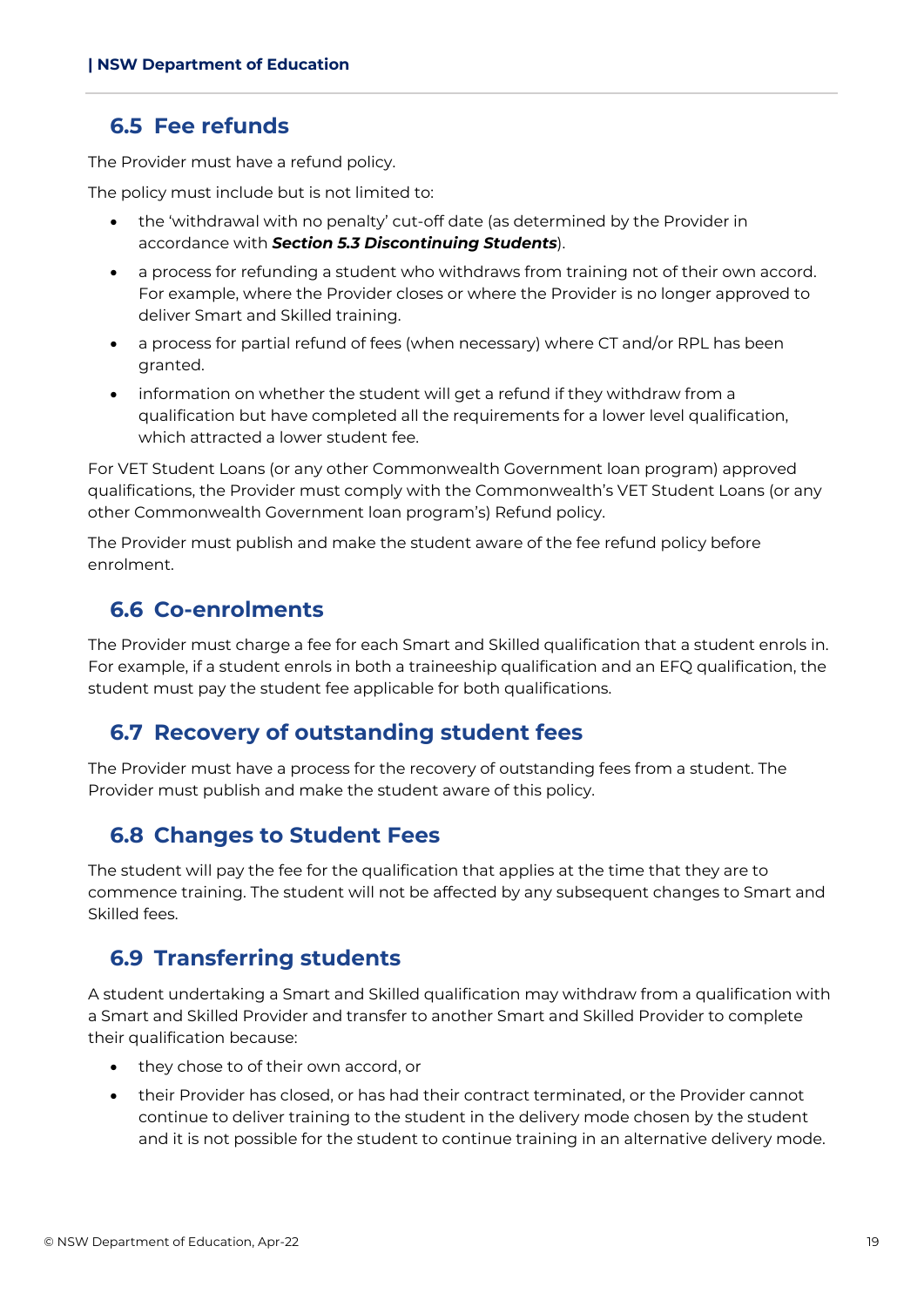## 6.5 Fee refunds

The Provider must have a refund policy.

The policy must include but is not limited to:

- the 'withdrawal with no penalty' cut-off date (as determined by the Provider in accordance with ***Section 5.3 Discontinuing Students***).
- a process for refunding a student who withdraws from training not of their own accord. For example, where the Provider closes or where the Provider is no longer approved to deliver Smart and Skilled training.
- a process for partial refund of fees (when necessary) where CT and/or RPL has been granted.
- information on whether the student will get a refund if they withdraw from a qualification but have completed all the requirements for a lower level qualification, which attracted a lower student fee.

For VET Student Loans (or any other Commonwealth Government loan program) approved qualifications, the Provider must comply with the Commonwealth's VET Student Loans (or any other Commonwealth Government loan program's) Refund policy.

The Provider must publish and make the student aware of the fee refund policy before enrolment.

## 6.6 Co-enrolments

The Provider must charge a fee for each Smart and Skilled qualification that a student enrols in. For example, if a student enrols in both a traineeship qualification and an EFQ qualification, the student must pay the student fee applicable for both qualifications.

## 6.7 Recovery of outstanding student fees

The Provider must have a process for the recovery of outstanding fees from a student. The Provider must publish and make the student aware of this policy.

## 6.8 Changes to Student Fees

The student will pay the fee for the qualification that applies at the time that they are to commence training. The student will not be affected by any subsequent changes to Smart and Skilled fees.

## 6.9 Transferring students

A student undertaking a Smart and Skilled qualification may withdraw from a qualification with a Smart and Skilled Provider and transfer to another Smart and Skilled Provider to complete their qualification because:

- they chose to of their own accord, or
- their Provider has closed, or has had their contract terminated, or the Provider cannot continue to deliver training to the student in the delivery mode chosen by the student and it is not possible for the student to continue training in an alternative delivery mode.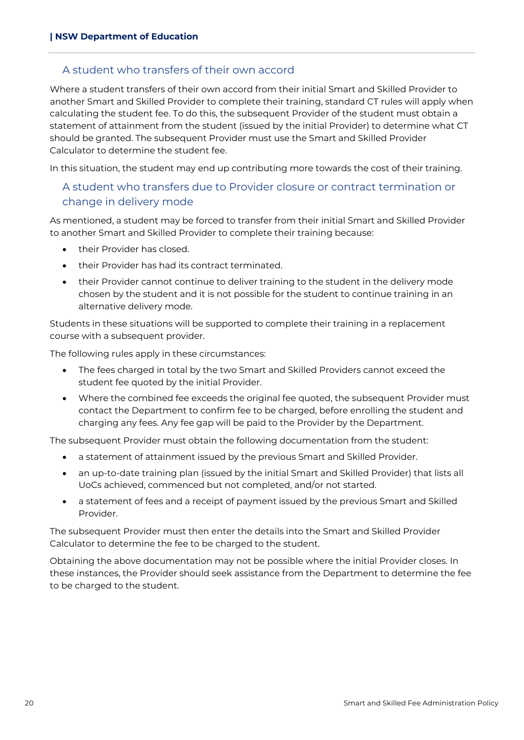### A student who transfers of their own accord

Where a student transfers of their own accord from their initial Smart and Skilled Provider to another Smart and Skilled Provider to complete their training, standard CT rules will apply when calculating the student fee. To do this, the subsequent Provider of the student must obtain a statement of attainment from the student (issued by the initial Provider) to determine what CT should be granted. The subsequent Provider must use the Smart and Skilled Provider Calculator to determine the student fee.

In this situation, the student may end up contributing more towards the cost of their training.

### A student who transfers due to Provider closure or contract termination or change in delivery mode

As mentioned, a student may be forced to transfer from their initial Smart and Skilled Provider to another Smart and Skilled Provider to complete their training because:

- their Provider has closed.
- their Provider has had its contract terminated.
- their Provider cannot continue to deliver training to the student in the delivery mode chosen by the student and it is not possible for the student to continue training in an alternative delivery mode.

Students in these situations will be supported to complete their training in a replacement course with a subsequent provider.

The following rules apply in these circumstances:

- The fees charged in total by the two Smart and Skilled Providers cannot exceed the student fee quoted by the initial Provider.
- Where the combined fee exceeds the original fee quoted, the subsequent Provider must contact the Department to confirm fee to be charged, before enrolling the student and charging any fees. Any fee gap will be paid to the Provider by the Department.

The subsequent Provider must obtain the following documentation from the student:

- a statement of attainment issued by the previous Smart and Skilled Provider.
- an up-to-date training plan (issued by the initial Smart and Skilled Provider) that lists all UoCs achieved, commenced but not completed, and/or not started.
- a statement of fees and a receipt of payment issued by the previous Smart and Skilled Provider.

The subsequent Provider must then enter the details into the Smart and Skilled Provider Calculator to determine the fee to be charged to the student.

Obtaining the above documentation may not be possible where the initial Provider closes. In these instances, the Provider should seek assistance from the Department to determine the fee to be charged to the student.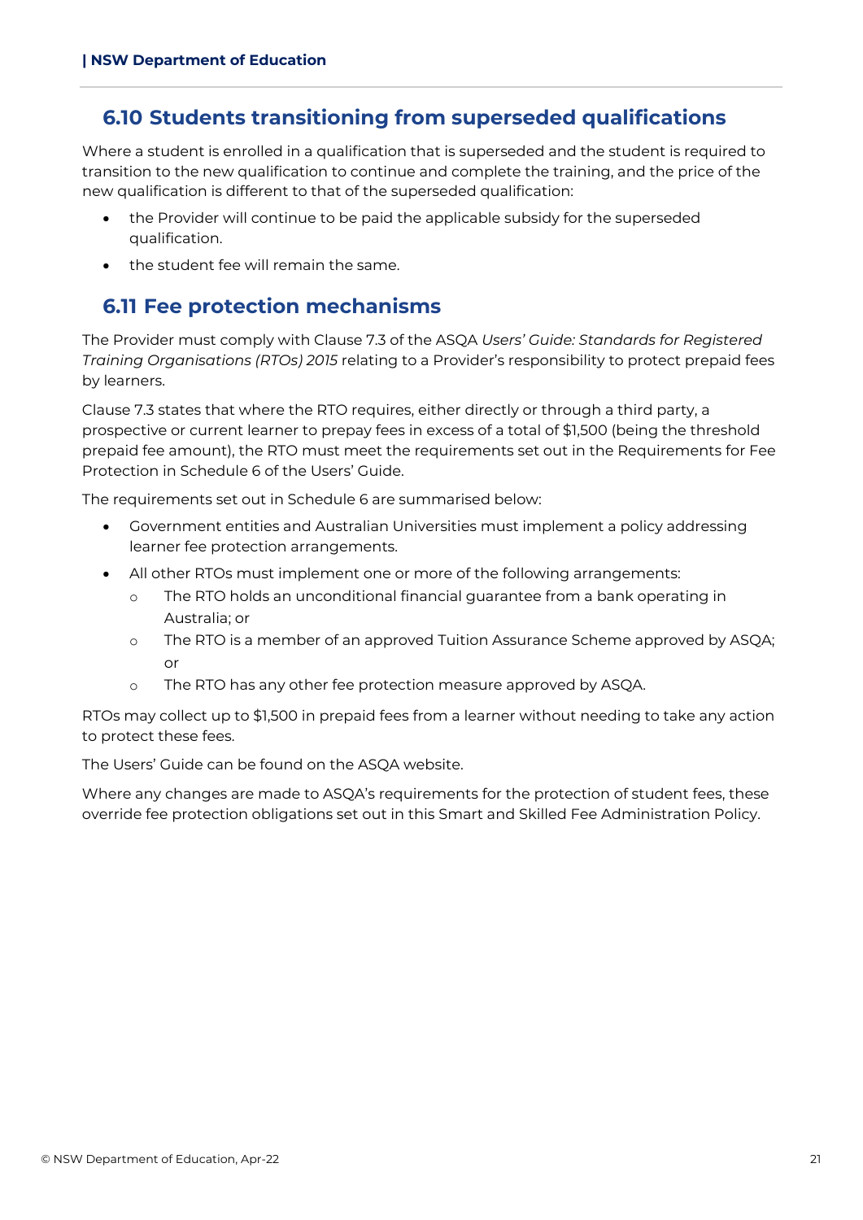## 6.10 Students transitioning from superseded qualifications

Where a student is enrolled in a qualification that is superseded and the student is required to transition to the new qualification to continue and complete the training, and the price of the new qualification is different to that of the superseded qualification:

- the Provider will continue to be paid the applicable subsidy for the superseded qualification.
- the student fee will remain the same.

## 6.11 Fee protection mechanisms

The Provider must comply with Clause 7.3 of the ASQA *Users' Guide: Standards for Registered Training Organisations (RTOs) 2015* relating to a Provider's responsibility to protect prepaid fees by learners.

Clause 7.3 states that where the RTO requires, either directly or through a third party, a prospective or current learner to prepay fees in excess of a total of $1,500 (being the threshold prepaid fee amount), the RTO must meet the requirements set out in the Requirements for Fee Protection in Schedule 6 of the Users' Guide.

The requirements set out in Schedule 6 are summarised below:

- Government entities and Australian Universities must implement a policy addressing learner fee protection arrangements.
- All other RTOs must implement one or more of the following arrangements:
  - The RTO holds an unconditional financial guarantee from a bank operating in Australia; or
  - The RTO is a member of an approved Tuition Assurance Scheme approved by ASQA; or
  - The RTO has any other fee protection measure approved by ASQA.

RTOs may collect up to $1,500 in prepaid fees from a learner without needing to take any action to protect these fees.

The Users' Guide can be found on the ASQA website.

Where any changes are made to ASQA's requirements for the protection of student fees, these override fee protection obligations set out in this Smart and Skilled Fee Administration Policy.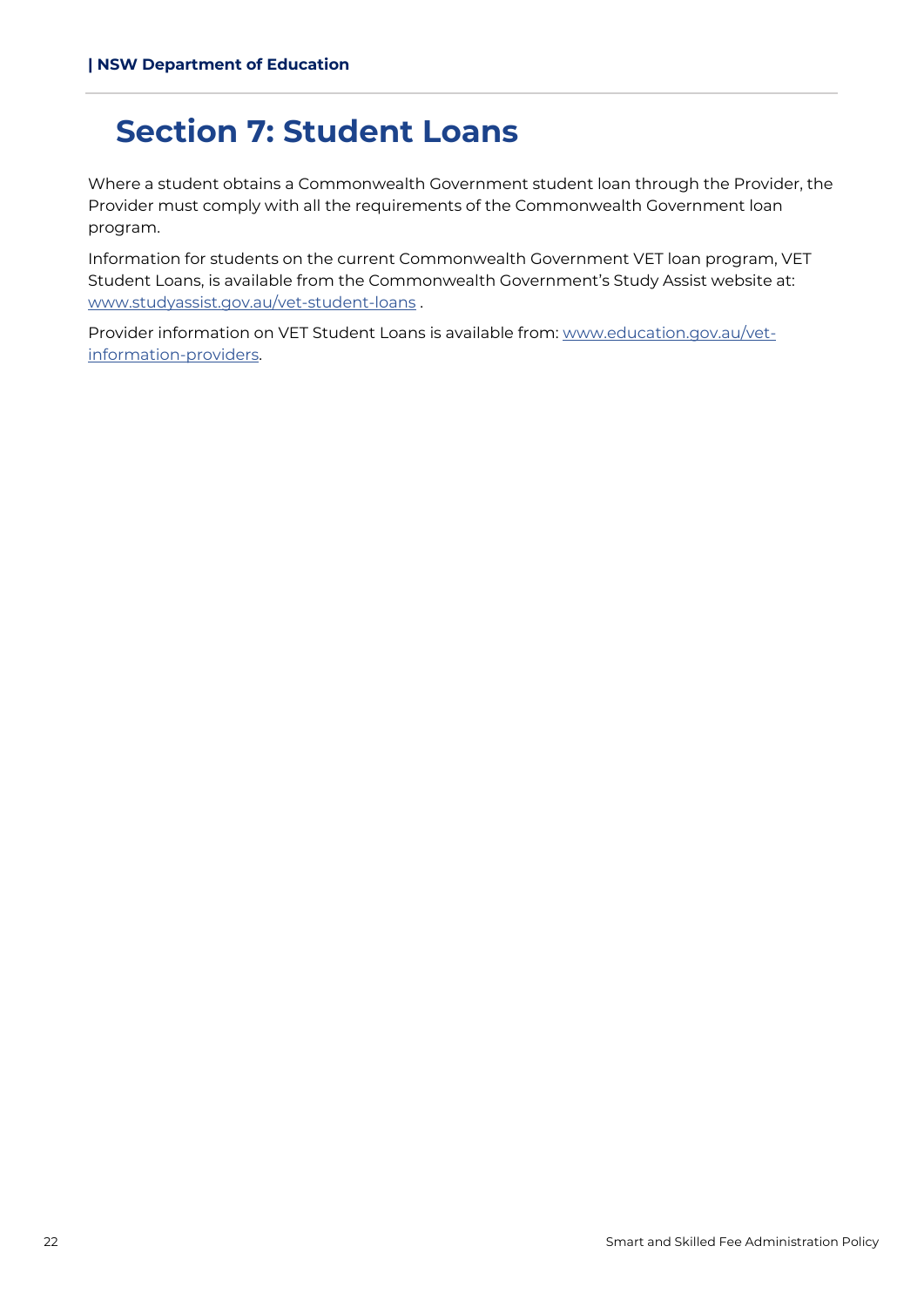# Section 7: Student Loans

Where a student obtains a Commonwealth Government student loan through the Provider, the Provider must comply with all the requirements of the Commonwealth Government loan program.

Information for students on the current Commonwealth Government VET loan program, VET Student Loans, is available from the Commonwealth Government's Study Assist website at: [www.studyassist.gov.au/vet-student-loans](www.studyassist.gov.au/vet-student-loans) .

Provider information on VET Student Loans is available from: [www.education.gov.au/vet-information-providers](www.education.gov.au/vet-information-providers).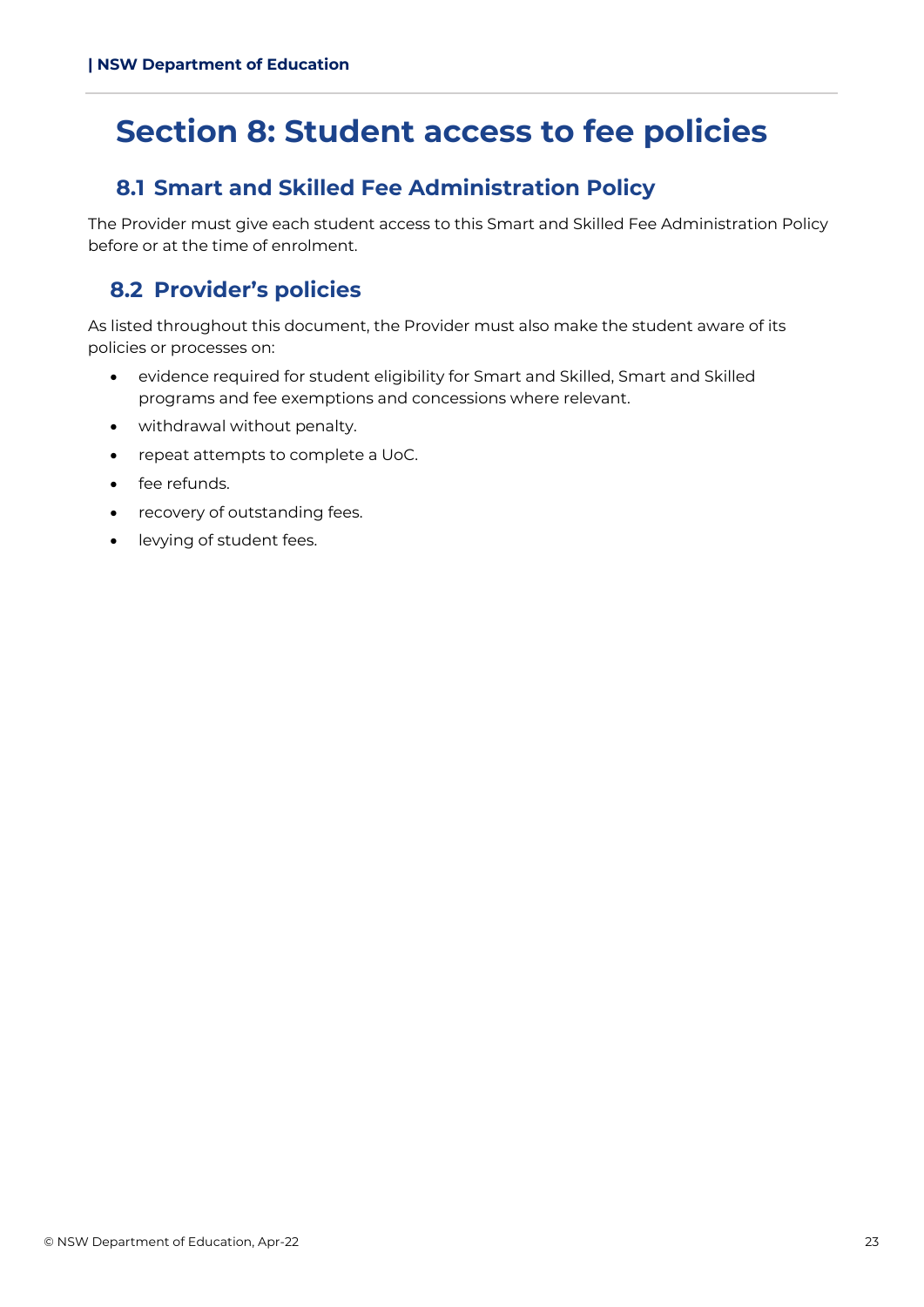# Section 8: Student access to fee policies

## 8.1 Smart and Skilled Fee Administration Policy

The Provider must give each student access to this Smart and Skilled Fee Administration Policy before or at the time of enrolment.

## 8.2 Provider's policies

As listed throughout this document, the Provider must also make the student aware of its policies or processes on:

- evidence required for student eligibility for Smart and Skilled, Smart and Skilled programs and fee exemptions and concessions where relevant.
- withdrawal without penalty.
- repeat attempts to complete a UoC.
- fee refunds.
- recovery of outstanding fees.
- levying of student fees.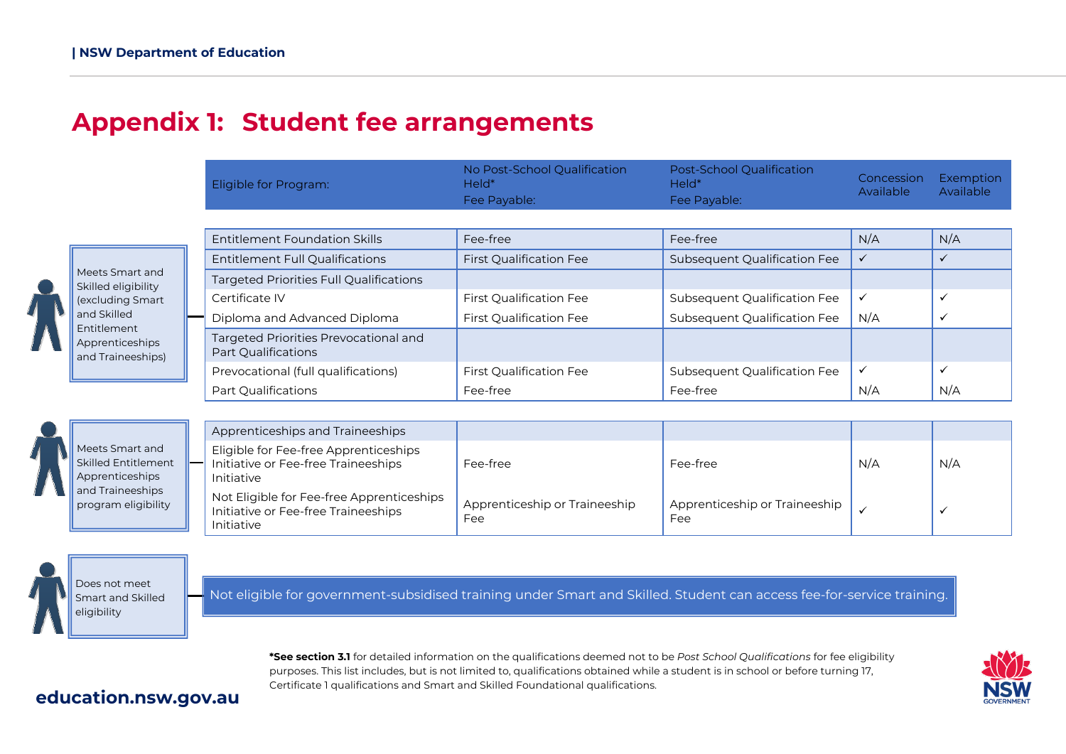# Appendix 1: Student fee arrangements

| | Eligible for Program: | No Post-School Qualification Held* Fee Payable: | Post-School Qualification Held* Fee Payable: | Concession Available | Exemption Available |
|---|---|---|---|---|---|
| Meets Smart and Skilled eligibility (excluding Smart and Skilled Entitlement Apprenticeships and Traineeships) | Entitlement Foundation Skills | Fee-free | Fee-free | N/A | N/A |
| | Entitlement Full Qualifications | First Qualification Fee | Subsequent Qualification Fee | ✓ | ✓ |
| | Targeted Priorities Full Qualifications | | | | |
| | Certificate IV | First Qualification Fee | Subsequent Qualification Fee | ✓ | ✓ |
| | Diploma and Advanced Diploma | First Qualification Fee | Subsequent Qualification Fee | N/A | ✓ |
| | Targeted Priorities Prevocational and Part Qualifications | | | | |
| | Prevocational (full qualifications) | First Qualification Fee | Subsequent Qualification Fee | ✓ | ✓ |
| | Part Qualifications | Fee-free | Fee-free | N/A | N/A |
| Meets Smart and Skilled Entitlement Apprenticeships and Traineeships program eligibility | Apprenticeships and Traineeships | | | | |
| | Eligible for Fee-free Apprenticeships Initiative or Fee-free Traineeships Initiative | Fee-free | Fee-free | N/A | N/A |
| | Not Eligible for Fee-free Apprenticeships Initiative or Fee-free Traineeships Initiative | Apprenticeship or Traineeship Fee | Apprenticeship or Traineeship Fee | ✓ | ✓ |
| Does not meet Smart and Skilled eligibility | Not eligible for government-subsidised training under Smart and Skilled. Student can access fee-for-service training. | | | | |

***See section 3.1** for detailed information on the qualifications deemed not to be *Post School Qualifications* for fee eligibility purposes. This list includes, but is not limited to, qualifications obtained while a student is in school or before turning 17, Certificate 1 qualifications and Smart and Skilled Foundational qualifications.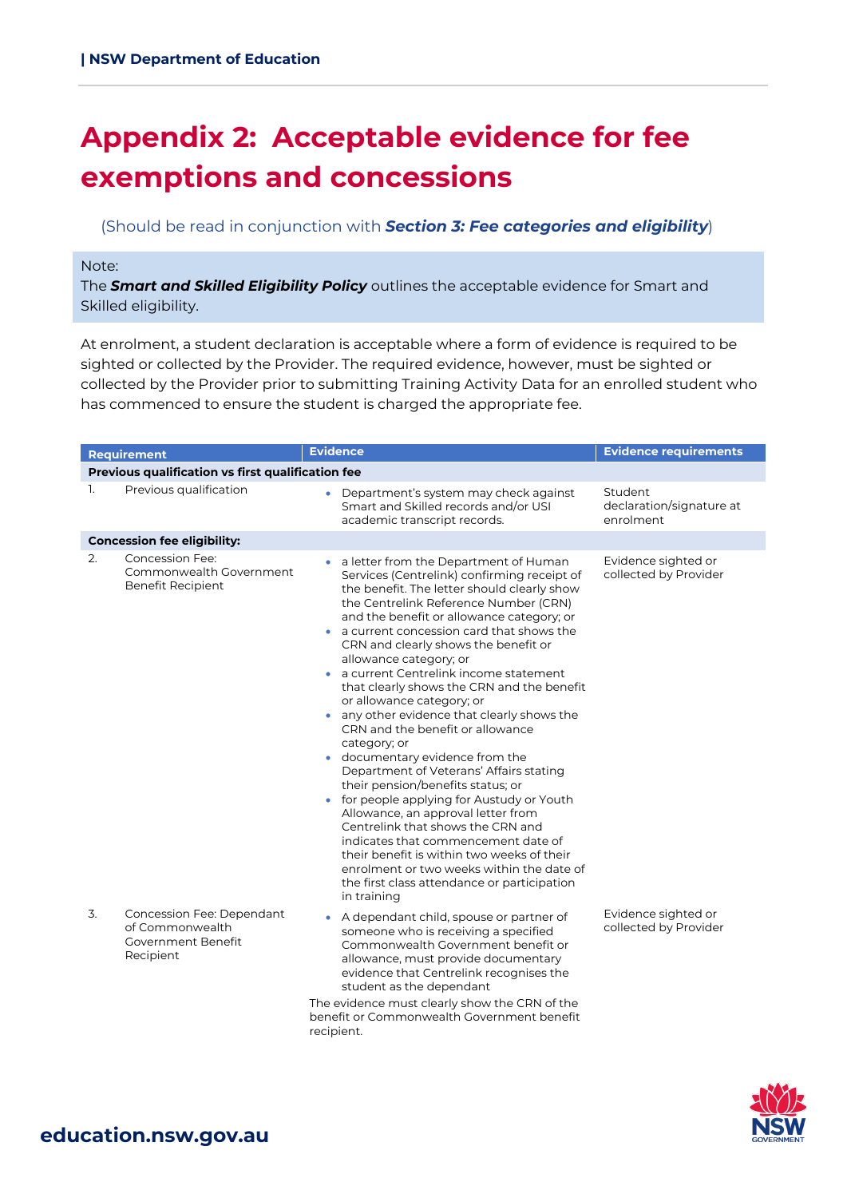# Appendix 2: Acceptable evidence for fee exemptions and concessions

(Should be read in conjunction with ***Section 3: Fee categories and eligibility***)

Note:
The ***Smart and Skilled Eligibility Policy*** outlines the acceptable evidence for Smart and Skilled eligibility.

At enrolment, a student declaration is acceptable where a form of evidence is required to be sighted or collected by the Provider. The required evidence, however, must be sighted or collected by the Provider prior to submitting Training Activity Data for an enrolled student who has commenced to ensure the student is charged the appropriate fee.

| | Requirement | Evidence | Evidence requirements |
|---|---|---|---|
| **Previous qualification vs first qualification fee** | | | |
| 1. | Previous qualification | • Department's system may check against Smart and Skilled records and/or USI academic transcript records. | Student declaration/signature at enrolment |
| **Concession fee eligibility:** | | | |
| 2. | Concession Fee: Commonwealth Government Benefit Recipient | • a letter from the Department of Human Services (Centrelink) confirming receipt of the benefit. The letter should clearly show the Centrelink Reference Number (CRN) and the benefit or allowance category; or<br>• a current concession card that shows the CRN and clearly shows the benefit or allowance category; or<br>• a current Centrelink income statement that clearly shows the CRN and the benefit or allowance category; or<br>• any other evidence that clearly shows the CRN and the benefit or allowance category; or<br>• documentary evidence from the Department of Veterans' Affairs stating their pension/benefits status; or<br>• for people applying for Austudy or Youth Allowance, an approval letter from Centrelink that shows the CRN and indicates that commencement date of their benefit is within two weeks of their enrolment or two weeks within the date of the first class attendance or participation in training | Evidence sighted or collected by Provider |
| 3. | Concession Fee: Dependant of Commonwealth Government Benefit Recipient | • A dependant child, spouse or partner of someone who is receiving a specified Commonwealth Government benefit or allowance, must provide documentary evidence that Centrelink recognises the student as the dependant<br>The evidence must clearly show the CRN of the benefit or Commonwealth Government benefit recipient. | Evidence sighted or collected by Provider |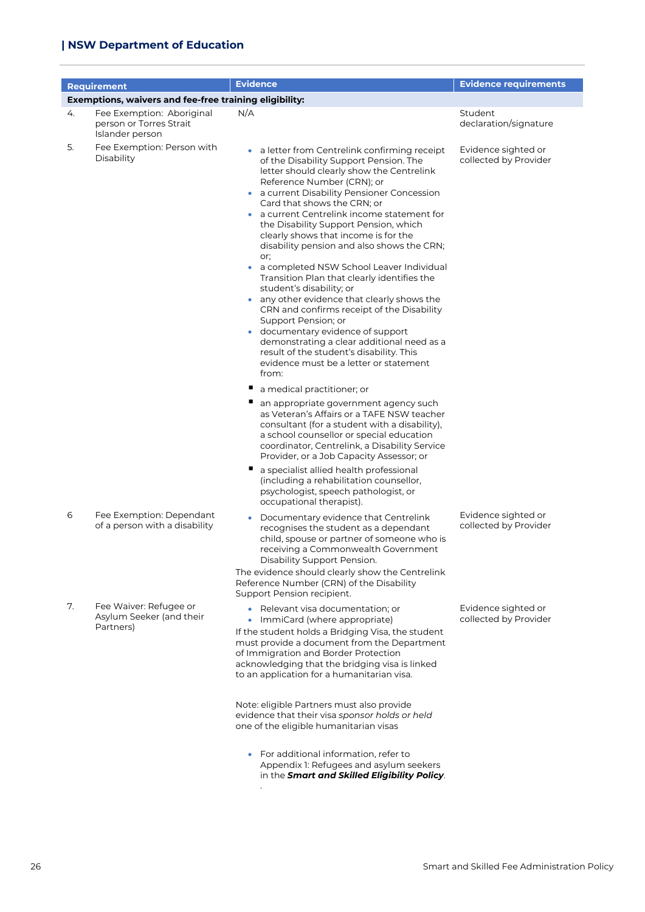| Requirement | | Evidence | Evidence requirements |
|---|---|---|---|
| **Exemptions, waivers and fee-free training eligibility:** | | | |
| 4. | Fee Exemption: Aboriginal person or Torres Strait Islander person | N/A | Student declaration/signature |
| 5. | Fee Exemption: Person with Disability | • a letter from Centrelink confirming receipt of the Disability Support Pension. The letter should clearly show the Centrelink Reference Number (CRN); or<br>• a current Disability Pensioner Concession Card that shows the CRN; or<br>• a current Centrelink income statement for the Disability Support Pension, which clearly shows that income is for the disability pension and also shows the CRN; or;<br>• a completed NSW School Leaver Individual Transition Plan that clearly identifies the student's disability; or<br>• any other evidence that clearly shows the CRN and confirms receipt of the Disability Support Pension; or<br>• documentary evidence of support demonstrating a clear additional need as a result of the student's disability. This evidence must be a letter or statement from:<br>▪ a medical practitioner; or<br>▪ an appropriate government agency such as Veteran's Affairs or a TAFE NSW teacher consultant (for a student with a disability), a school counsellor or special education coordinator, Centrelink, a Disability Service Provider, or a Job Capacity Assessor; or<br>▪ a specialist allied health professional (including a rehabilitation counsellor, psychologist, speech pathologist, or occupational therapist). | Evidence sighted or collected by Provider |
| 6 | Fee Exemption: Dependant of a person with a disability | • Documentary evidence that Centrelink recognises the student as a dependant child, spouse or partner of someone who is receiving a Commonwealth Government Disability Support Pension.<br>The evidence should clearly show the Centrelink Reference Number (CRN) of the Disability Support Pension recipient. | Evidence sighted or collected by Provider |
| 7. | Fee Waiver: Refugee or Asylum Seeker (and their Partners) | • Relevant visa documentation; or<br>• ImmiCard (where appropriate)<br>If the student holds a Bridging Visa, the student must provide a document from the Department of Immigration and Border Protection acknowledging that the bridging visa is linked to an application for a humanitarian visa.<br><br>Note: eligible Partners must also provide evidence that their visa *sponsor holds or held* one of the eligible humanitarian visas<br><br>• For additional information, refer to Appendix 1: Refugees and asylum seekers in the ***Smart and Skilled Eligibility Policy***. | Evidence sighted or collected by Provider |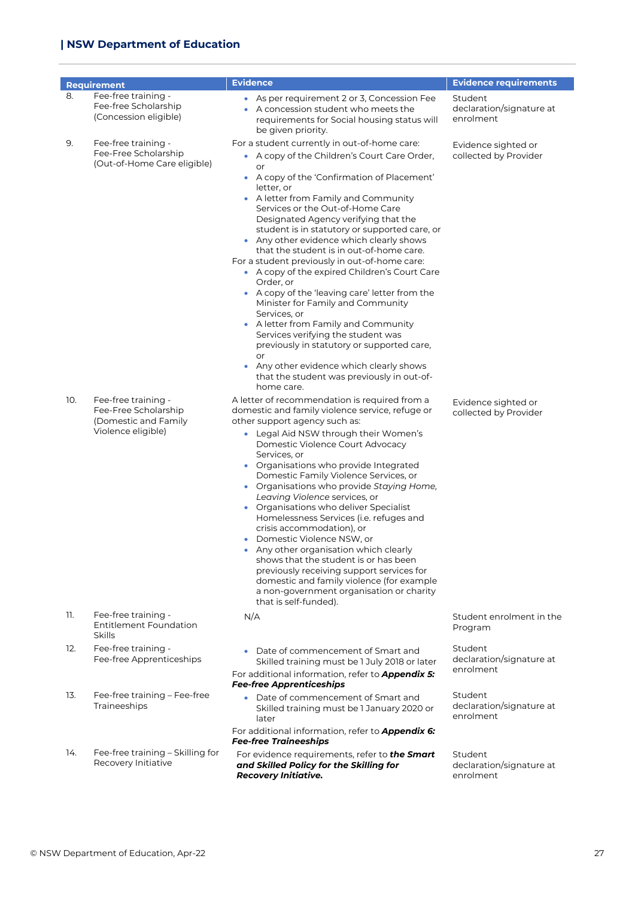| Requirement | | Evidence | Evidence requirements |
|---|---|---|---|
| 8. | Fee-free training - Fee-free Scholarship (Concession eligible) | • As per requirement 2 or 3, Concession Fee<br>• A concession student who meets the requirements for Social housing status will be given priority. | Student declaration/signature at enrolment |
| 9. | Fee-free training - Fee-Free Scholarship (Out-of-Home Care eligible) | For a student currently in out-of-home care:<br>• A copy of the Children's Court Care Order, or<br>• A copy of the 'Confirmation of Placement' letter, or<br>• A letter from Family and Community Services or the Out-of-Home Care Designated Agency verifying that the student is in statutory or supported care, or<br>• Any other evidence which clearly shows that the student is in out-of-home care.<br>For a student previously in out-of-home care:<br>• A copy of the expired Children's Court Care Order, or<br>• A copy of the 'leaving care' letter from the Minister for Family and Community Services, or<br>• A letter from Family and Community Services verifying the student was previously in statutory or supported care, or<br>• Any other evidence which clearly shows that the student was previously in out-of-home care. | Evidence sighted or collected by Provider |
| 10. | Fee-free training - Fee-Free Scholarship (Domestic and Family Violence eligible) | A letter of recommendation is required from a domestic and family violence service, refuge or other support agency such as:<br>• Legal Aid NSW through their Women's Domestic Violence Court Advocacy Services, or<br>• Organisations who provide Integrated Domestic Family Violence Services, or<br>• Organisations who provide *Staying Home, Leaving Violence* services, or<br>• Organisations who deliver Specialist Homelessness Services (i.e. refuges and crisis accommodation), or<br>• Domestic Violence NSW, or<br>• Any other organisation which clearly shows that the student is or has been previously receiving support services for domestic and family violence (for example a non-government organisation or charity that is self-funded). | Evidence sighted or collected by Provider |
| 11. | Fee-free training - Entitlement Foundation Skills | N/A | Student enrolment in the Program |
| 12. | Fee-free training - Fee-free Apprenticeships | • Date of commencement of Smart and Skilled training must be 1 July 2018 or later<br>For additional information, refer to ***Appendix 5: Fee-free Apprenticeships*** | Student declaration/signature at enrolment |
| 13. | Fee-free training – Fee-free Traineeships | • Date of commencement of Smart and Skilled training must be 1 January 2020 or later<br>For additional information, refer to ***Appendix 6: Fee-free Traineeships*** | Student declaration/signature at enrolment |
| 14. | Fee-free training – Skilling for Recovery Initiative | For evidence requirements, refer to ***the Smart and Skilled Policy for the Skilling for Recovery Initiative.*** | Student declaration/signature at enrolment |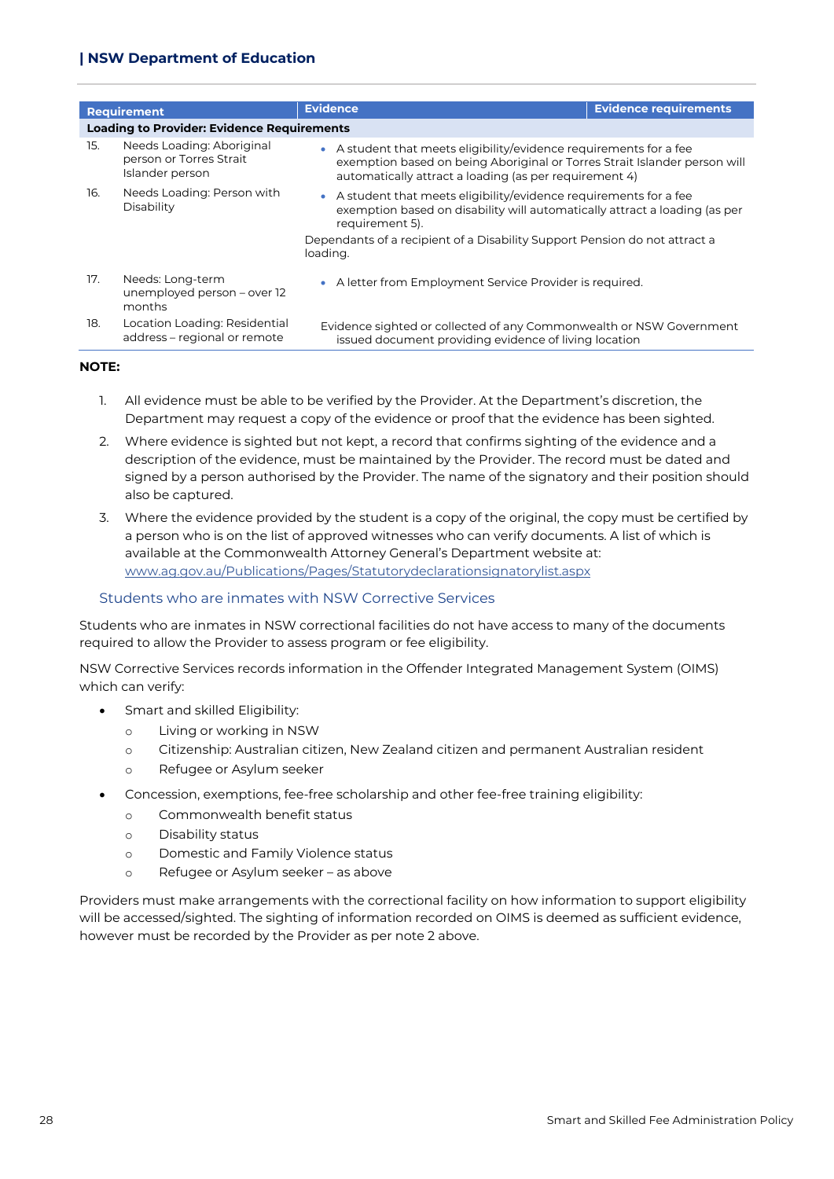| Requirement | | Evidence | Evidence requirements |
|---|---|---|---|
| **Loading to Provider: Evidence Requirements** | | | |
| 15. | Needs Loading: Aboriginal person or Torres Strait Islander person | • A student that meets eligibility/evidence requirements for a fee exemption based on being Aboriginal or Torres Strait Islander person will automatically attract a loading (as per requirement 4) | |
| 16. | Needs Loading: Person with Disability | • A student that meets eligibility/evidence requirements for a fee exemption based on disability will automatically attract a loading (as per requirement 5).<br>Dependants of a recipient of a Disability Support Pension do not attract a loading. | |
| 17. | Needs: Long-term unemployed person – over 12 months | • A letter from Employment Service Provider is required. | |
| 18. | Location Loading: Residential address – regional or remote | Evidence sighted or collected of any Commonwealth or NSW Government issued document providing evidence of living location | |

**NOTE:**

1. All evidence must be able to be verified by the Provider. At the Department's discretion, the Department may request a copy of the evidence or proof that the evidence has been sighted.
2. Where evidence is sighted but not kept, a record that confirms sighting of the evidence and a description of the evidence, must be maintained by the Provider. The record must be dated and signed by a person authorised by the Provider. The name of the signatory and their position should also be captured.
3. Where the evidence provided by the student is a copy of the original, the copy must be certified by a person who is on the list of approved witnesses who can verify documents. A list of which is available at the Commonwealth Attorney General's Department website at: [www.ag.gov.au/Publications/Pages/Statutorydeclarationsignatorylist.aspx](www.ag.gov.au/Publications/Pages/Statutorydeclarationsignatorylist.aspx)

### Students who are inmates with NSW Corrective Services

Students who are inmates in NSW correctional facilities do not have access to many of the documents required to allow the Provider to assess program or fee eligibility.

NSW Corrective Services records information in the Offender Integrated Management System (OIMS) which can verify:

- Smart and skilled Eligibility:
  - Living or working in NSW
  - Citizenship: Australian citizen, New Zealand citizen and permanent Australian resident
  - Refugee or Asylum seeker
- Concession, exemptions, fee-free scholarship and other fee-free training eligibility:
  - Commonwealth benefit status
  - Disability status
  - Domestic and Family Violence status
  - Refugee or Asylum seeker – as above

Providers must make arrangements with the correctional facility on how information to support eligibility will be accessed/sighted. The sighting of information recorded on OIMS is deemed as sufficient evidence, however must be recorded by the Provider as per note 2 above.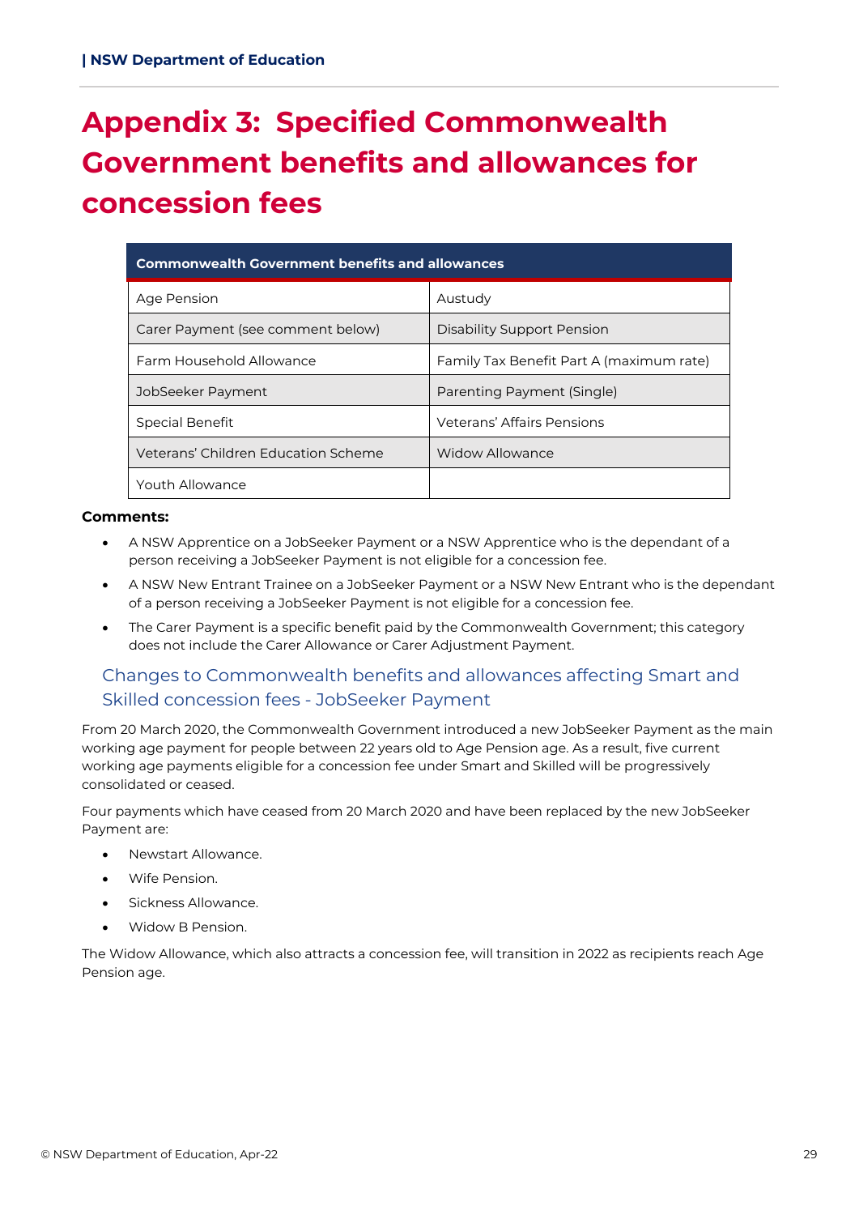# Appendix 3: Specified Commonwealth Government benefits and allowances for concession fees

| Commonwealth Government benefits and allowances | |
|---|---|
| Age Pension | Austudy |
| Carer Payment (see comment below) | Disability Support Pension |
| Farm Household Allowance | Family Tax Benefit Part A (maximum rate) |
| JobSeeker Payment | Parenting Payment (Single) |
| Special Benefit | Veterans' Affairs Pensions |
| Veterans' Children Education Scheme | Widow Allowance |
| Youth Allowance | |

**Comments:**

- A NSW Apprentice on a JobSeeker Payment or a NSW Apprentice who is the dependant of a person receiving a JobSeeker Payment is not eligible for a concession fee.
- A NSW New Entrant Trainee on a JobSeeker Payment or a NSW New Entrant who is the dependant of a person receiving a JobSeeker Payment is not eligible for a concession fee.
- The Carer Payment is a specific benefit paid by the Commonwealth Government; this category does not include the Carer Allowance or Carer Adjustment Payment.

## Changes to Commonwealth benefits and allowances affecting Smart and Skilled concession fees - JobSeeker Payment

From 20 March 2020, the Commonwealth Government introduced a new JobSeeker Payment as the main working age payment for people between 22 years old to Age Pension age. As a result, five current working age payments eligible for a concession fee under Smart and Skilled will be progressively consolidated or ceased.

Four payments which have ceased from 20 March 2020 and have been replaced by the new JobSeeker Payment are:

- Newstart Allowance.
- Wife Pension.
- Sickness Allowance.
- Widow B Pension.

The Widow Allowance, which also attracts a concession fee, will transition in 2022 as recipients reach Age Pension age.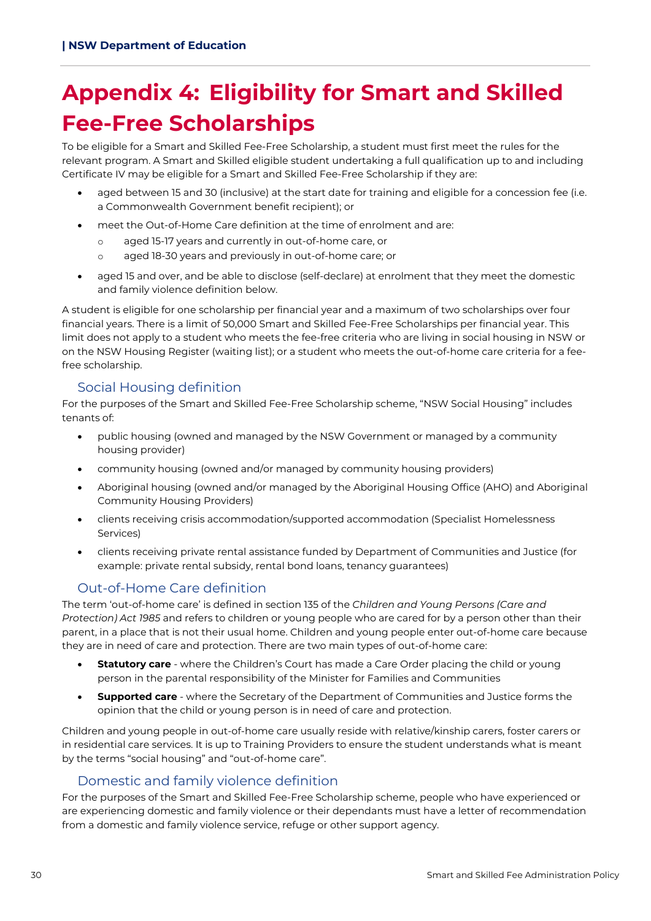# Appendix 4: Eligibility for Smart and Skilled Fee-Free Scholarships

To be eligible for a Smart and Skilled Fee-Free Scholarship, a student must first meet the rules for the relevant program. A Smart and Skilled eligible student undertaking a full qualification up to and including Certificate IV may be eligible for a Smart and Skilled Fee-Free Scholarship if they are:

- aged between 15 and 30 (inclusive) at the start date for training and eligible for a concession fee (i.e. a Commonwealth Government benefit recipient); or
- meet the Out-of-Home Care definition at the time of enrolment and are:
  - aged 15-17 years and currently in out-of-home care, or
  - aged 18-30 years and previously in out-of-home care; or
- aged 15 and over, and be able to disclose (self-declare) at enrolment that they meet the domestic and family violence definition below.

A student is eligible for one scholarship per financial year and a maximum of two scholarships over four financial years. There is a limit of 50,000 Smart and Skilled Fee-Free Scholarships per financial year. This limit does not apply to a student who meets the fee-free criteria who are living in social housing in NSW or on the NSW Housing Register (waiting list); or a student who meets the out-of-home care criteria for a fee-free scholarship.

## Social Housing definition

For the purposes of the Smart and Skilled Fee-Free Scholarship scheme, "NSW Social Housing" includes tenants of:

- public housing (owned and managed by the NSW Government or managed by a community housing provider)
- community housing (owned and/or managed by community housing providers)
- Aboriginal housing (owned and/or managed by the Aboriginal Housing Office (AHO) and Aboriginal Community Housing Providers)
- clients receiving crisis accommodation/supported accommodation (Specialist Homelessness Services)
- clients receiving private rental assistance funded by Department of Communities and Justice (for example: private rental subsidy, rental bond loans, tenancy guarantees)

## Out-of-Home Care definition

The term 'out-of-home care' is defined in section 135 of the *Children and Young Persons (Care and Protection) Act 1985* and refers to children or young people who are cared for by a person other than their parent, in a place that is not their usual home. Children and young people enter out-of-home care because they are in need of care and protection. There are two main types of out-of-home care:

- **Statutory care** - where the Children's Court has made a Care Order placing the child or young person in the parental responsibility of the Minister for Families and Communities
- **Supported care** - where the Secretary of the Department of Communities and Justice forms the opinion that the child or young person is in need of care and protection.

Children and young people in out-of-home care usually reside with relative/kinship carers, foster carers or in residential care services. It is up to Training Providers to ensure the student understands what is meant by the terms "social housing" and "out-of-home care".

## Domestic and family violence definition

For the purposes of the Smart and Skilled Fee-Free Scholarship scheme, people who have experienced or are experiencing domestic and family violence or their dependants must have a letter of recommendation from a domestic and family violence service, refuge or other support agency.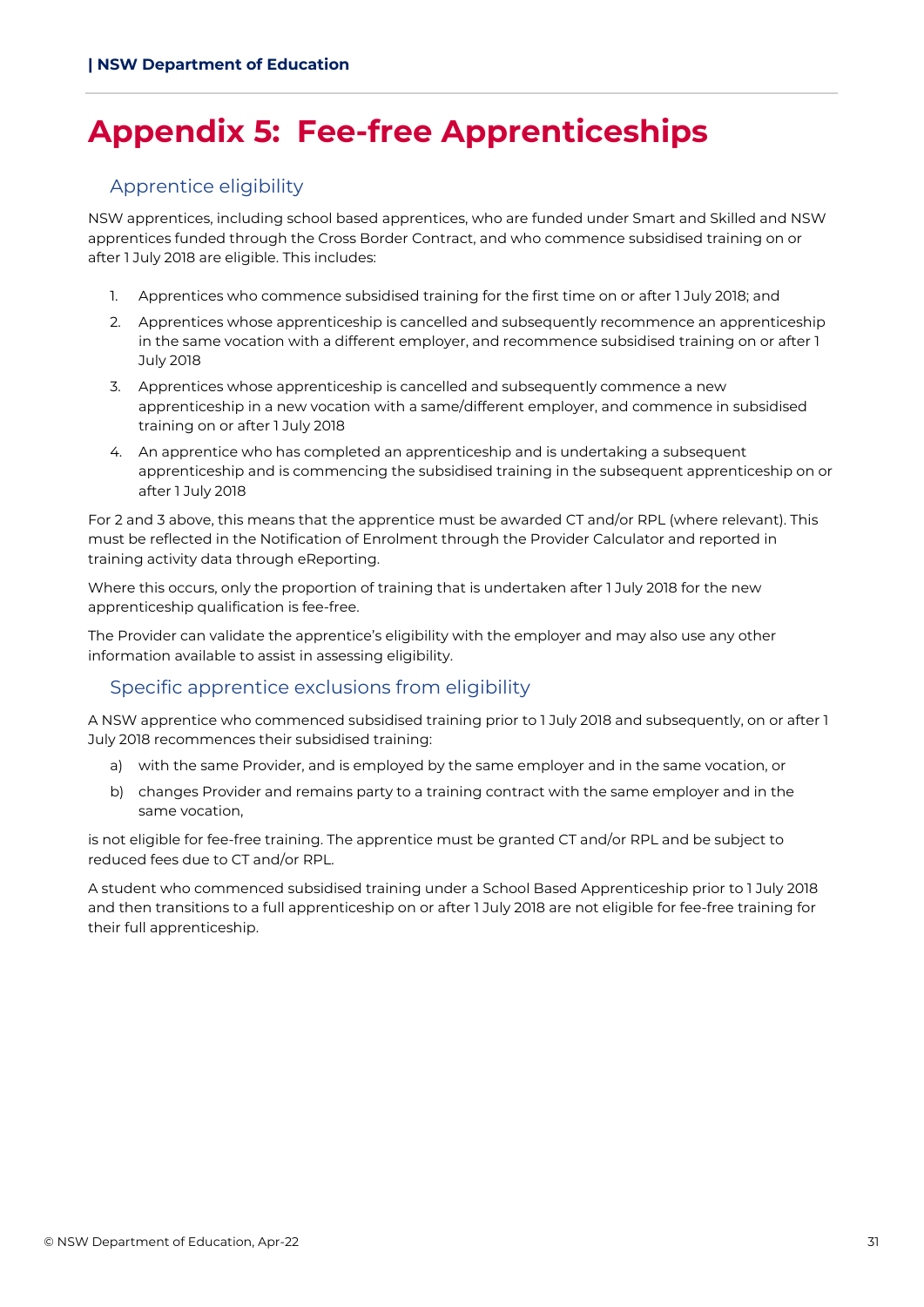# Appendix 5: Fee-free Apprenticeships

## Apprentice eligibility

NSW apprentices, including school based apprentices, who are funded under Smart and Skilled and NSW apprentices funded through the Cross Border Contract, and who commence subsidised training on or after 1 July 2018 are eligible. This includes:

1. Apprentices who commence subsidised training for the first time on or after 1 July 2018; and
2. Apprentices whose apprenticeship is cancelled and subsequently recommence an apprenticeship in the same vocation with a different employer, and recommence subsidised training on or after 1 July 2018
3. Apprentices whose apprenticeship is cancelled and subsequently commence a new apprenticeship in a new vocation with a same/different employer, and commence in subsidised training on or after 1 July 2018
4. An apprentice who has completed an apprenticeship and is undertaking a subsequent apprenticeship and is commencing the subsidised training in the subsequent apprenticeship on or after 1 July 2018

For 2 and 3 above, this means that the apprentice must be awarded CT and/or RPL (where relevant). This must be reflected in the Notification of Enrolment through the Provider Calculator and reported in training activity data through eReporting.

Where this occurs, only the proportion of training that is undertaken after 1 July 2018 for the new apprenticeship qualification is fee-free.

The Provider can validate the apprentice's eligibility with the employer and may also use any other information available to assist in assessing eligibility.

## Specific apprentice exclusions from eligibility

A NSW apprentice who commenced subsidised training prior to 1 July 2018 and subsequently, on or after 1 July 2018 recommences their subsidised training:

a) with the same Provider, and is employed by the same employer and in the same vocation, or
b) changes Provider and remains party to a training contract with the same employer and in the same vocation,

is not eligible for fee-free training. The apprentice must be granted CT and/or RPL and be subject to reduced fees due to CT and/or RPL.

A student who commenced subsidised training under a School Based Apprenticeship prior to 1 July 2018 and then transitions to a full apprenticeship on or after 1 July 2018 are not eligible for fee-free training for their full apprenticeship.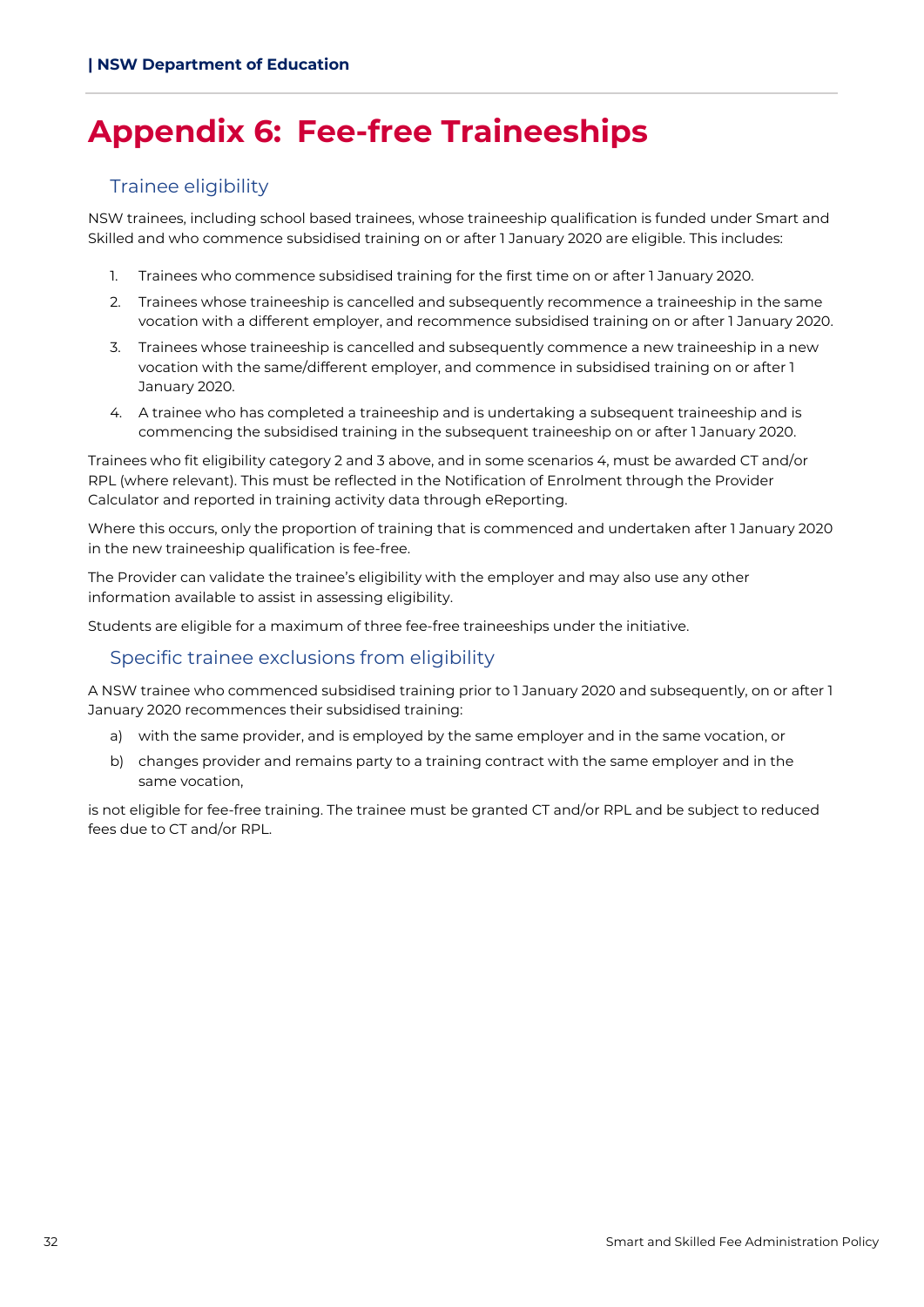# Appendix 6: Fee-free Traineeships

## Trainee eligibility

NSW trainees, including school based trainees, whose traineeship qualification is funded under Smart and Skilled and who commence subsidised training on or after 1 January 2020 are eligible. This includes:

1. Trainees who commence subsidised training for the first time on or after 1 January 2020.
2. Trainees whose traineeship is cancelled and subsequently recommence a traineeship in the same vocation with a different employer, and recommence subsidised training on or after 1 January 2020.
3. Trainees whose traineeship is cancelled and subsequently commence a new traineeship in a new vocation with the same/different employer, and commence in subsidised training on or after 1 January 2020.
4. A trainee who has completed a traineeship and is undertaking a subsequent traineeship and is commencing the subsidised training in the subsequent traineeship on or after 1 January 2020.

Trainees who fit eligibility category 2 and 3 above, and in some scenarios 4, must be awarded CT and/or RPL (where relevant). This must be reflected in the Notification of Enrolment through the Provider Calculator and reported in training activity data through eReporting.

Where this occurs, only the proportion of training that is commenced and undertaken after 1 January 2020 in the new traineeship qualification is fee-free.

The Provider can validate the trainee's eligibility with the employer and may also use any other information available to assist in assessing eligibility.

Students are eligible for a maximum of three fee-free traineeships under the initiative.

## Specific trainee exclusions from eligibility

A NSW trainee who commenced subsidised training prior to 1 January 2020 and subsequently, on or after 1 January 2020 recommences their subsidised training:

a) with the same provider, and is employed by the same employer and in the same vocation, or

b) changes provider and remains party to a training contract with the same employer and in the same vocation,

is not eligible for fee-free training. The trainee must be granted CT and/or RPL and be subject to reduced fees due to CT and/or RPL.